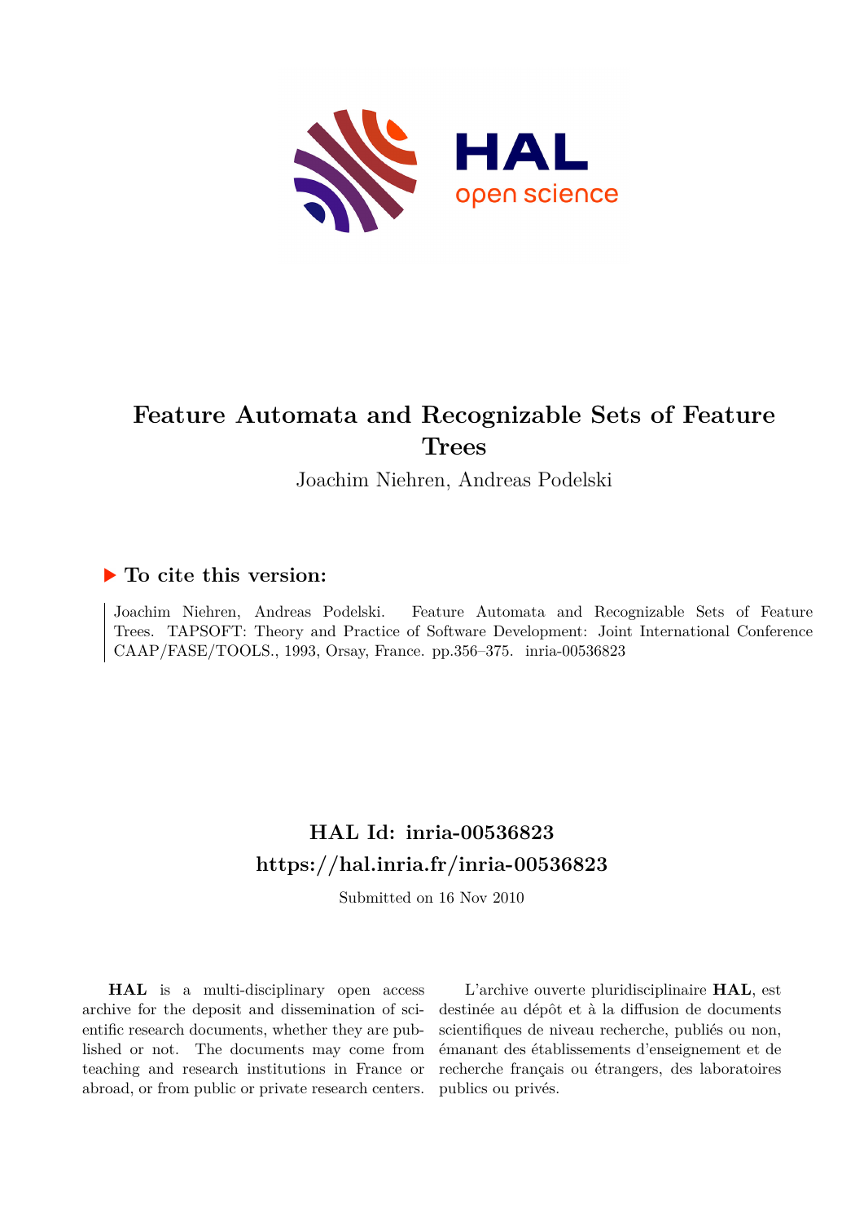# Feature Automata and Recognizable Sets of Feature Trees

Joachim Niehren, Andreas Podelski

## ▶ To cite this version:

Joachim Niehren, Andreas Podelski. Feature Automata and Recognizable Sets of Feature Trees. TAPSOFT: Theory and Practice of Software Development: Joint International Conference CAAP/FASE/TOOLS., 1993, Orsay, France. pp.356–375. inria-00536823

## HAL Id: inria-00536823

## https://hal.inria.fr/inria-00536823

Submitted on 16 Nov 2010

**HAL** is a multi-disciplinary open access archive for the deposit and dissemination of scientific research documents, whether they are published or not. The documents may come from teaching and research institutions in France or abroad, or from public or private research centers.

L'archive ouverte pluridisciplinaire **HAL**, est destinée au dépôt et à la diffusion de documents scientifiques de niveau recherche, publiés ou non, émanant des établissements d'enseignement et de recherche français ou étrangers, des laboratoires publics ou privés.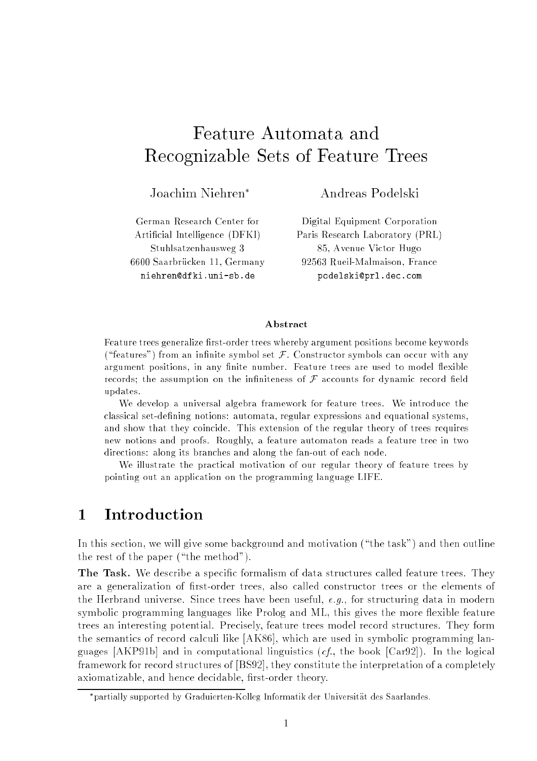# Feature Automata and Recognizable Sets of Feature Trees

Joachim Niehren*

German Research Center for Artificial Intelligence (DFKI)
Stuhlsatzenhausweg 3
6600 Saarbrücken 11, Germany
niehren@dfki.uni-sb.de

Andreas Podelski

Digital Equipment Corporation
Paris Research Laboratory (PRL)
85, Avenue Victor Hugo
92563 Rueil-Malmaison, France
podelski@prl.dec.com

**Abstract**

Feature trees generalize first-order trees whereby argument positions become keywords ("features") from an infinite symbol set $\mathcal{F}$. Constructor symbols can occur with any argument positions, in any finite number. Feature trees are used to model flexible records; the assumption on the infiniteness of $\mathcal{F}$ accounts for dynamic record field updates.

We develop a universal algebra framework for feature trees. We introduce the classical set-defining notions: automata, regular expressions and equational systems, and show that they coincide. This extension of the regular theory of trees requires new notions and proofs. Roughly, a feature automaton reads a feature tree in two directions: along its branches and along the fan-out of each node.

We illustrate the practical motivation of our regular theory of feature trees by pointing out an application on the programming language LIFE.

## 1 Introduction

In this section, we will give some background and motivation ("the task") and then outline the rest of the paper ("the method").

**The Task.** We describe a specific formalism of data structures called feature trees. They are a generalization of first-order trees, also called constructor trees or the elements of the Herbrand universe. Since trees have been useful, *e.g.*, for structuring data in modern symbolic programming languages like Prolog and ML, this gives the more flexible feature trees an interesting potential. Precisely, feature trees model record structures. They form the semantics of record calculi like [AK86], which are used in symbolic programming languages [AKP91b] and in computational linguistics (*cf.*, the book [Car92]). In the logical framework for record structures of [BS92], they constitute the interpretation of a completely axiomatizable, and hence decidable, first-order theory.

*partially supported by Graduierten-Kolleg Informatik der Universität des Saarlandes.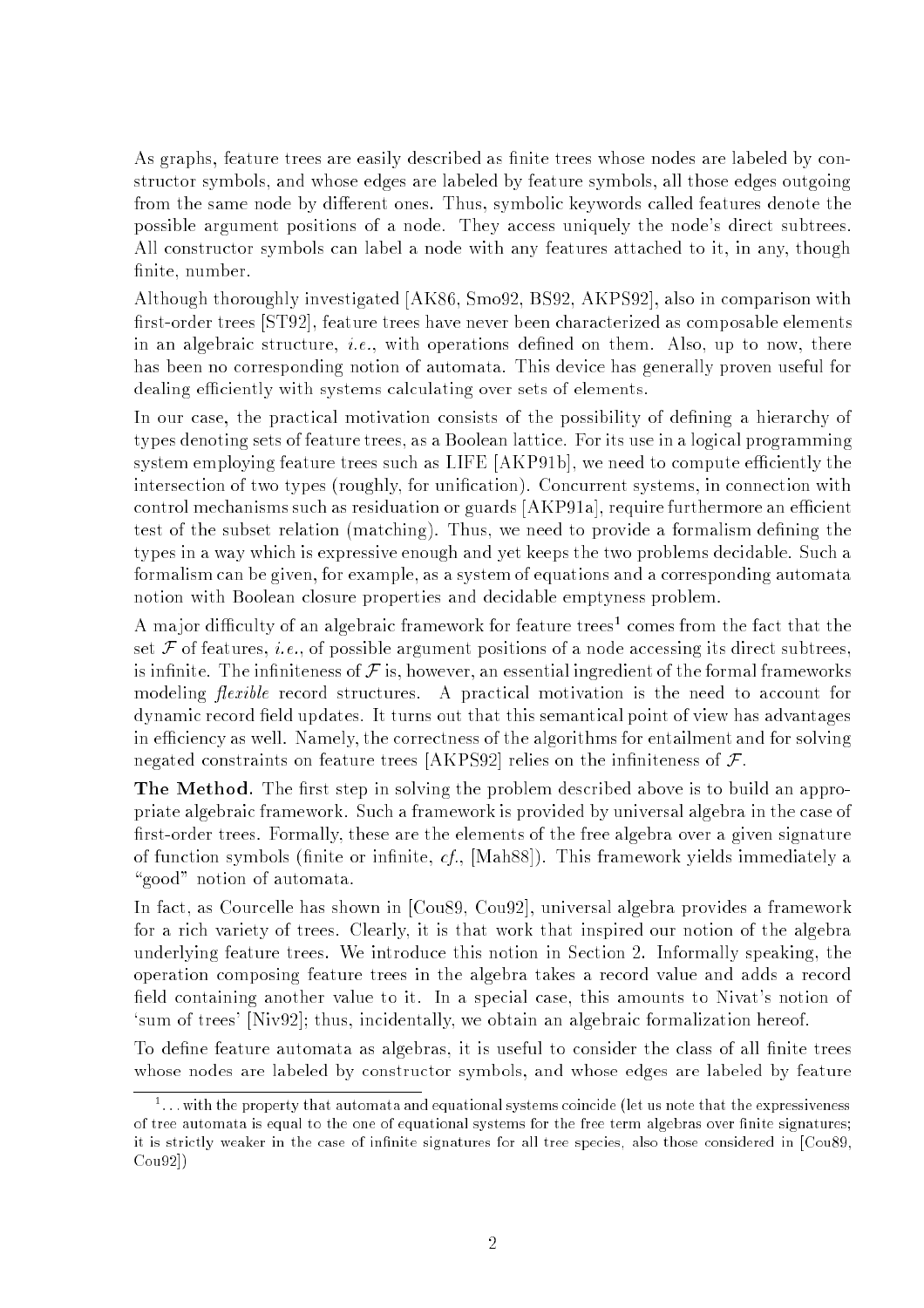As graphs, feature trees are easily described as finite trees whose nodes are labeled by constructor symbols, and whose edges are labeled by feature symbols, all those edges outgoing from the same node by different ones. Thus, symbolic keywords called features denote the possible argument positions of a node. They access uniquely the node's direct subtrees. All constructor symbols can label a node with any features attached to it, in any, though finite, number.

Although thoroughly investigated [AK86, Smo92, BS92, AKPS92], also in comparison with first-order trees [ST92], feature trees have never been characterized as composable elements in an algebraic structure, *i.e.*, with operations defined on them. Also, up to now, there has been no corresponding notion of automata. This device has generally proven useful for dealing efficiently with systems calculating over sets of elements.

In our case, the practical motivation consists of the possibility of defining a hierarchy of types denoting sets of feature trees, as a Boolean lattice. For its use in a logical programming system employing feature trees such as LIFE [AKP91b], we need to compute efficiently the intersection of two types (roughly, for unification). Concurrent systems, in connection with control mechanisms such as residuation or guards [AKP91a], require furthermore an efficient test of the subset relation (matching). Thus, we need to provide a formalism defining the types in a way which is expressive enough and yet keeps the two problems decidable. Such a formalism can be given, for example, as a system of equations and a corresponding automata notion with Boolean closure properties and decidable emptyness problem.

A major difficulty of an algebraic framework for feature trees[1] comes from the fact that the set $\mathcal{F}$ of features, *i.e.*, of possible argument positions of a node accessing its direct subtrees, is infinite. The infiniteness of $\mathcal{F}$ is, however, an essential ingredient of the formal frameworks modeling *flexible* record structures. A practical motivation is the need to account for dynamic record field updates. It turns out that this semantical point of view has advantages in efficiency as well. Namely, the correctness of the algorithms for entailment and for solving negated constraints on feature trees [AKPS92] relies on the infiniteness of $\mathcal{F}$.

**The Method.** The first step in solving the problem described above is to build an appropriate algebraic framework. Such a framework is provided by universal algebra in the case of first-order trees. Formally, these are the elements of the free algebra over a given signature of function symbols (finite or infinite, *cf.*, [Mah88]). This framework yields immediately a "good" notion of automata.

In fact, as Courcelle has shown in [Cou89, Cou92], universal algebra provides a framework for a rich variety of trees. Clearly, it is that work that inspired our notion of the algebra underlying feature trees. We introduce this notion in Section 2. Informally speaking, the operation composing feature trees in the algebra takes a record value and adds a record field containing another value to it. In a special case, this amounts to Nivat's notion of 'sum of trees' [Niv92]; thus, incidentally, we obtain an algebraic formalization hereof.

To define feature automata as algebras, it is useful to consider the class of all finite trees whose nodes are labeled by constructor symbols, and whose edges are labeled by feature

[1]...with the property that automata and equational systems coincide (let us note that the expressiveness of tree automata is equal to the one of equational systems for the free term algebras over finite signatures; it is strictly weaker in the case of infinite signatures for all tree species, also those considered in [Cou89, Cou92])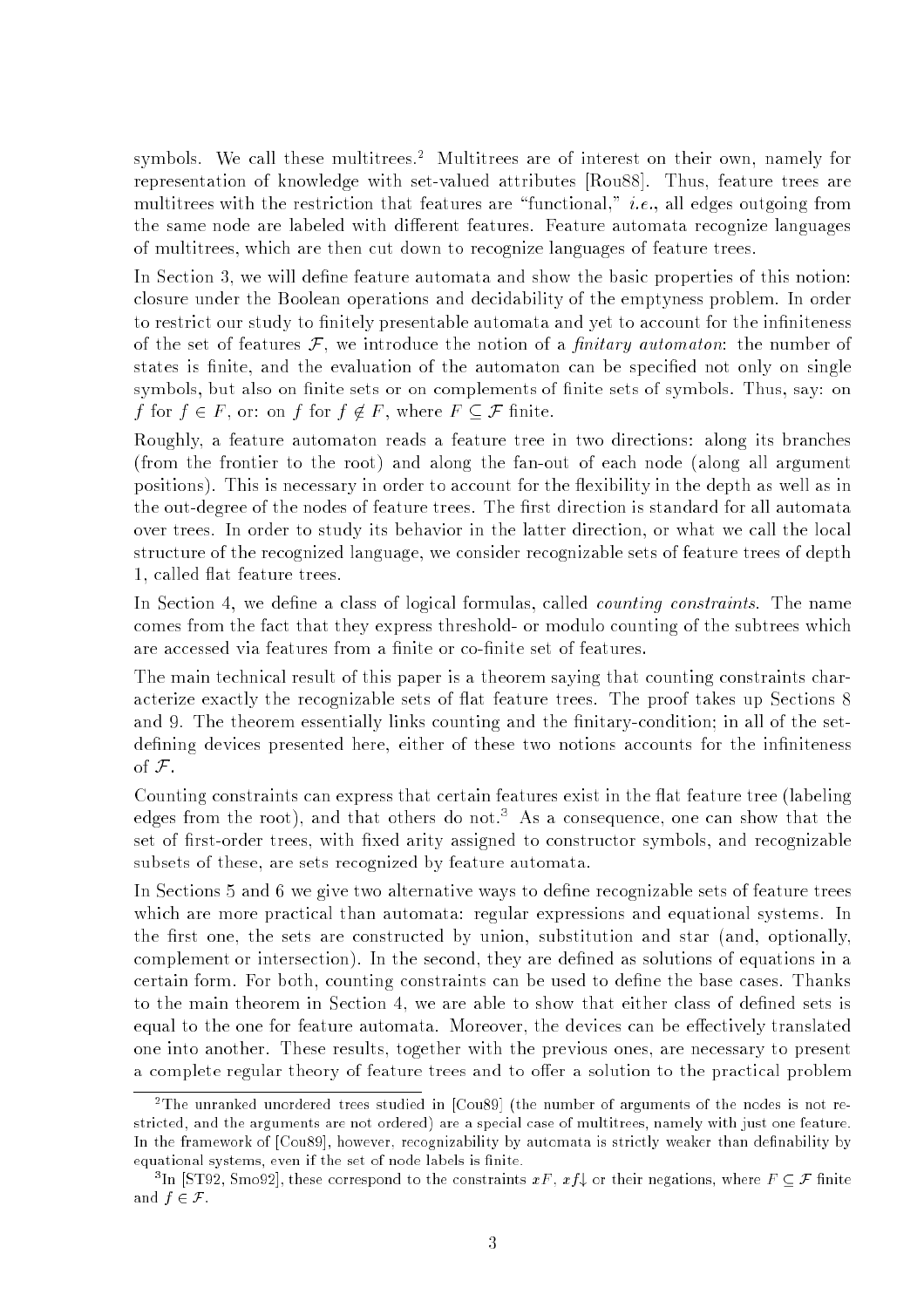symbols. We call these multitrees.[2] Multitrees are of interest on their own, namely for representation of knowledge with set-valued attributes [Rou88]. Thus, feature trees are multitrees with the restriction that features are "functional," *i.e.*, all edges outgoing from the same node are labeled with different features. Feature automata recognize languages of multitrees, which are then cut down to recognize languages of feature trees.

In Section 3, we will define feature automata and show the basic properties of this notion: closure under the Boolean operations and decidability of the emptyness problem. In order to restrict our study to finitely presentable automata and yet to account for the infiniteness of the set of features $\mathcal{F}$, we introduce the notion of a *finitary automaton*: the number of states is finite, and the evaluation of the automaton can be specified not only on single symbols, but also on finite sets or on complements of finite sets of symbols. Thus, say: on $f$ for $f \in F$, or: on $f$ for $f \notin F$, where $F \subseteq \mathcal{F}$ finite.

Roughly, a feature automaton reads a feature tree in two directions: along its branches (from the frontier to the root) and along the fan-out of each node (along all argument positions). This is necessary in order to account for the flexibility in the depth as well as in the out-degree of the nodes of feature trees. The first direction is standard for all automata over trees. In order to study its behavior in the latter direction, or what we call the local structure of the recognized language, we consider recognizable sets of feature trees of depth 1, called flat feature trees.

In Section 4, we define a class of logical formulas, called *counting constraints*. The name comes from the fact that they express threshold- or modulo counting of the subtrees which are accessed via features from a finite or co-finite set of features.

The main technical result of this paper is a theorem saying that counting constraints characterize exactly the recognizable sets of flat feature trees. The proof takes up Sections 8 and 9. The theorem essentially links counting and the finitary-condition; in all of the set-defining devices presented here, either of these two notions accounts for the infiniteness of $\mathcal{F}$.

Counting constraints can express that certain features exist in the flat feature tree (labeling edges from the root), and that others do not.[3] As a consequence, one can show that the set of first-order trees, with fixed arity assigned to constructor symbols, and recognizable subsets of these, are sets recognized by feature automata.

In Sections 5 and 6 we give two alternative ways to define recognizable sets of feature trees which are more practical than automata: regular expressions and equational systems. In the first one, the sets are constructed by union, substitution and star (and, optionally, complement or intersection). In the second, they are defined as solutions of equations in a certain form. For both, counting constraints can be used to define the base cases. Thanks to the main theorem in Section 4, we are able to show that either class of defined sets is equal to the one for feature automata. Moreover, the devices can be effectively translated one into another. These results, together with the previous ones, are necessary to present a complete regular theory of feature trees and to offer a solution to the practical problem

[2] The unranked unordered trees studied in [Cou89] (the number of arguments of the nodes is not restricted, and the arguments are not ordered) are a special case of multitrees, namely with just one feature. In the framework of [Cou89], however, recognizability by automata is strictly weaker than definability by equational systems, even if the set of node labels is finite.

[3] In [ST92, Smo92], these correspond to the constraints $xF$, $xf\!\downarrow$ or their negations, where $F \subseteq \mathcal{F}$ finite and $f \in \mathcal{F}$.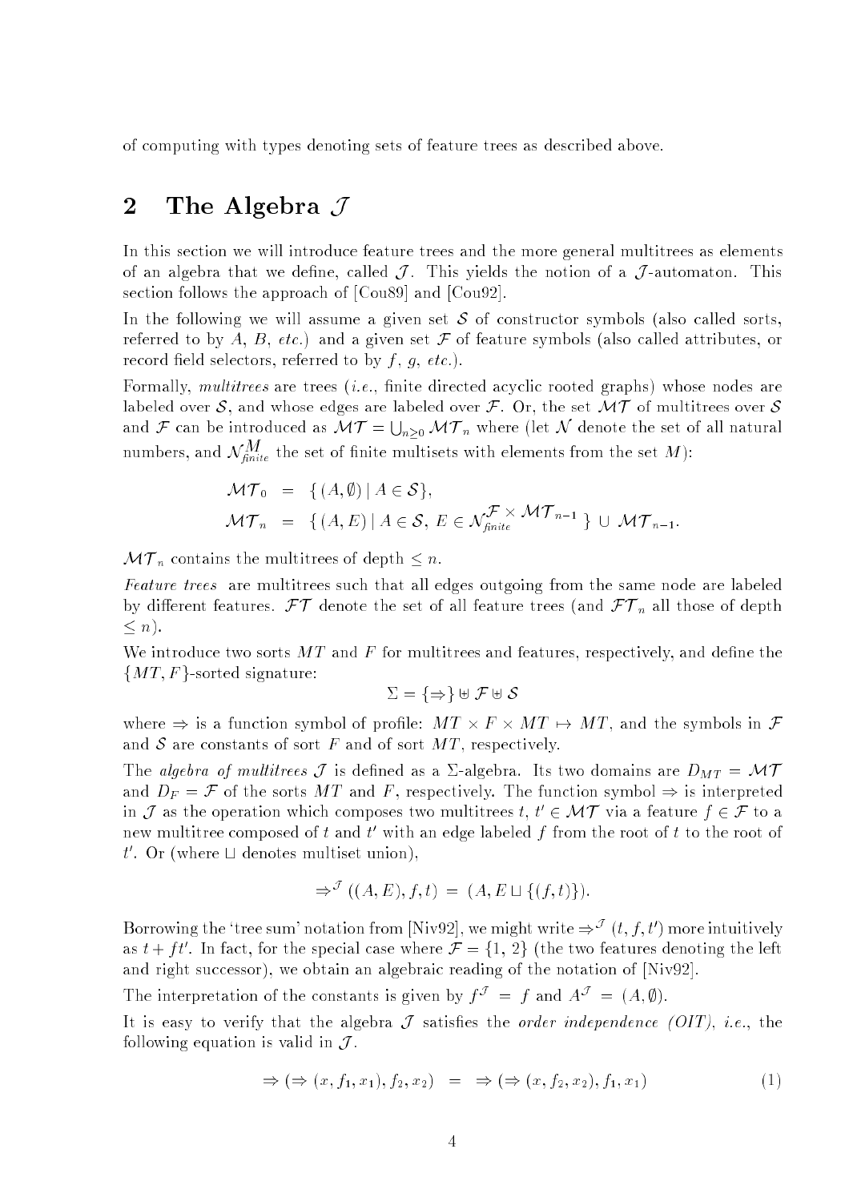of computing with types denoting sets of feature trees as described above.

## 2 The Algebra $\mathcal{J}$

In this section we will introduce feature trees and the more general multitrees as elements of an algebra that we define, called $\mathcal{J}$. This yields the notion of a $\mathcal{J}$-automaton. This section follows the approach of [Cou89] and [Cou92].

In the following we will assume a given set $\mathcal{S}$ of constructor symbols (also called sorts, referred to by $A$, $B$, *etc.*) and a given set $\mathcal{F}$ of feature symbols (also called attributes, or record field selectors, referred to by $f$, $g$, *etc.*).

Formally, *multitrees* are trees (*i.e.*, finite directed acyclic rooted graphs) whose nodes are labeled over $\mathcal{S}$, and whose edges are labeled over $\mathcal{F}$. Or, the set $\mathcal{MT}$ of multitrees over $\mathcal{S}$ and $\mathcal{F}$ can be introduced as $\mathcal{MT} = \bigcup_{n \geq 0} \mathcal{MT}_n$ where (let $\mathcal{N}$ denote the set of all natural numbers, and $\mathcal{N}^{M}_{finite}$ the set of finite multisets with elements from the set $M$):

$$
\begin{aligned}
\mathcal{MT}_0 &= \{ (A, \emptyset) \mid A \in \mathcal{S} \}, \\
\mathcal{MT}_n &= \{ (A, E) \mid A \in \mathcal{S},\ E \in \mathcal{N}^{\mathcal{F} \times \mathcal{MT}_{n-1}}_{finite} \} \cup \mathcal{MT}_{n-1}.
\end{aligned}
$$

$\mathcal{MT}_n$ contains the multitrees of depth $\leq n$.

*Feature trees* are multitrees such that all edges outgoing from the same node are labeled by different features. $\mathcal{FT}$ denote the set of all feature trees (and $\mathcal{FT}_n$ all those of depth $\leq n$).

We introduce two sorts $MT$ and $F$ for multitrees and features, respectively, and define the $\{MT, F\}$-sorted signature:

$$
\Sigma = \{\Rightarrow\} \uplus \mathcal{F} \uplus \mathcal{S}
$$

where $\Rightarrow$ is a function symbol of profile: $MT \times F \times MT \mapsto MT$, and the symbols in $\mathcal{F}$ and $\mathcal{S}$ are constants of sort $F$ and of sort $MT$, respectively.

The *algebra of multitrees* $\mathcal{J}$ is defined as a $\Sigma$-algebra. Its two domains are $D_{MT} = \mathcal{MT}$ and $D_F = \mathcal{F}$ of the sorts $MT$ and $F$, respectively. The function symbol $\Rightarrow$ is interpreted in $\mathcal{J}$ as the operation which composes two multitrees $t$, $t' \in \mathcal{MT}$ via a feature $f \in \mathcal{F}$ to a new multitree composed of $t$ and $t'$ with an edge labeled $f$ from the root of $t$ to the root of $t'$. Or (where $\sqcup$ denotes multiset union),

$$
\Rightarrow^{\mathcal{J}} ((A, E), f, t) = (A, E \sqcup \{(f, t)\}).
$$

Borrowing the 'tree sum' notation from [Niv92], we might write $\Rightarrow^{\mathcal{J}} (t, f, t')$ more intuitively as $t + ft'$. In fact, for the special case where $\mathcal{F} = \{1, 2\}$ (the two features denoting the left and right successor), we obtain an algebraic reading of the notation of [Niv92].

The interpretation of the constants is given by $f^{\mathcal{J}} = f$ and $A^{\mathcal{J}} = (A, \emptyset)$.

It is easy to verify that the algebra $\mathcal{J}$ satisfies the *order independence (OIT)*, *i.e.*, the following equation is valid in $\mathcal{J}$.

$$
\Rightarrow (\Rightarrow (x, f_1, x_1), f_2, x_2) \quad = \quad \Rightarrow (\Rightarrow (x, f_2, x_2), f_1, x_1) \tag{1}
$$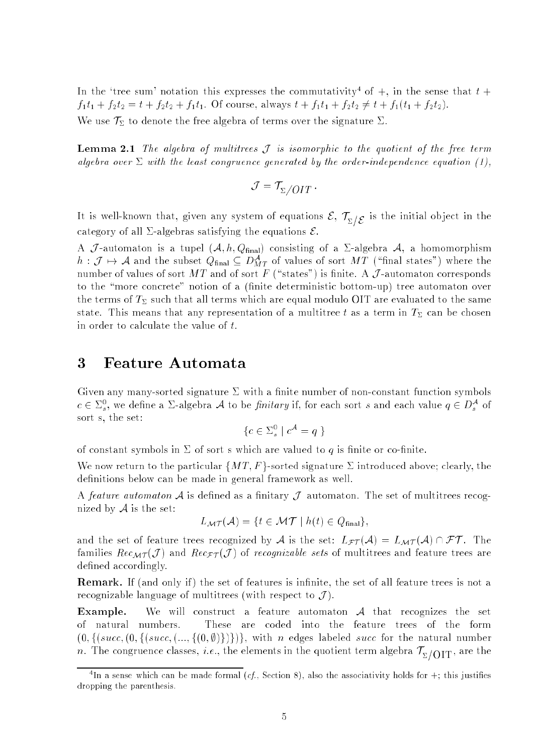In the 'tree sum' notation this expresses the commutativity[4] of $+$, in the sense that $t + f_1t_1 + f_2t_2 = t + f_2t_2 + f_1t_1$. Of course, always $t + f_1t_1 + f_2t_2 \neq t + f_1(t_1 + f_2t_2)$.

We use $\mathcal{T}_\Sigma$ to denote the free algebra of terms over the signature $\Sigma$.

**Lemma 2.1** *The algebra of multitrees $\mathcal{J}$ is isomorphic to the quotient of the free term algebra over $\Sigma$ with the least congruence generated by the order-independence equation (1),*

$$\mathcal{J} = \mathcal{T}_{\Sigma/OIT}.$$

It is well-known that, given any system of equations $\mathcal{E}$, $\mathcal{T}_{\Sigma/\mathcal{E}}$ is the initial object in the category of all $\Sigma$-algebras satisfying the equations $\mathcal{E}$.

A $\mathcal{J}$-automaton is a tupel $(\mathcal{A}, h, Q_{\mathsf{final}})$ consisting of a $\Sigma$-algebra $\mathcal{A}$, a homomorphism $h : \mathcal{J} \mapsto \mathcal{A}$ and the subset $Q_{\mathsf{final}} \subseteq D^{\mathcal{A}}_{MT}$ of values of sort $MT$ ("final states") where the number of values of sort $MT$ and of sort $F$ ("states") is finite. A $\mathcal{J}$-automaton corresponds to the "more concrete" notion of a (finite deterministic bottom-up) tree automaton over the terms of $T_\Sigma$ such that all terms which are equal modulo OIT are evaluated to the same state. This means that any representation of a multitree $t$ as a term in $T_\Sigma$ can be chosen in order to calculate the value of $t$.

# 3 Feature Automata

Given any many-sorted signature $\Sigma$ with a finite number of non-constant function symbols $c \in \Sigma^0_s$, we define a $\Sigma$-algebra $\mathcal{A}$ to be *finitary* if, for each sort $s$ and each value $q \in D^{\mathcal{A}}_s$ of sort s, the set:

$$\{c \in \Sigma^0_s \mid c^{\mathcal{A}} = q\}$$

of constant symbols in $\Sigma$ of sort s which are valued to $q$ is finite or co-finite.

We now return to the particular $\{MT, F\}$-sorted signature $\Sigma$ introduced above; clearly, the definitions below can be made in general framework as well.

A *feature automaton* $\mathcal{A}$ is defined as a finitary $\mathcal{J}$ automaton. The set of multitrees recognized by $\mathcal{A}$ is the set:

$$L_{\mathcal{MT}}(\mathcal{A}) = \{t \in \mathcal{MT} \mid h(t) \in Q_{\mathsf{final}}\},$$

and the set of feature trees recognized by $\mathcal{A}$ is the set: $L_{\mathcal{FT}}(\mathcal{A}) = L_{\mathcal{MT}}(\mathcal{A}) \cap \mathcal{FT}$. The families $Rec_{\mathcal{MT}}(\mathcal{J})$ and $Rec_{\mathcal{FT}}(\mathcal{J})$ of *recognizable sets* of multitrees and feature trees are defined accordingly.

**Remark.** If (and only if) the set of features is infinite, the set of all feature trees is not a recognizable language of multitrees (with respect to $\mathcal{J}$).

**Example.** We will construct a feature automaton $\mathcal{A}$ that recognizes the set of natural numbers. These are coded into the feature trees of the form $(0, \{(succ, (0, \{(succ, (..., \{(0, \emptyset)\}\})\}\})\}$, with $n$ edges labeled $succ$ for the natural number $n$. The congruence classes, *i.e.*, the elements in the quotient term algebra $\mathcal{T}_{\Sigma/\text{OIT}}$, are the

[4] In a sense which can be made formal (*cf.*, Section 8), also the associativity holds for $+$; this justifies dropping the parenthesis.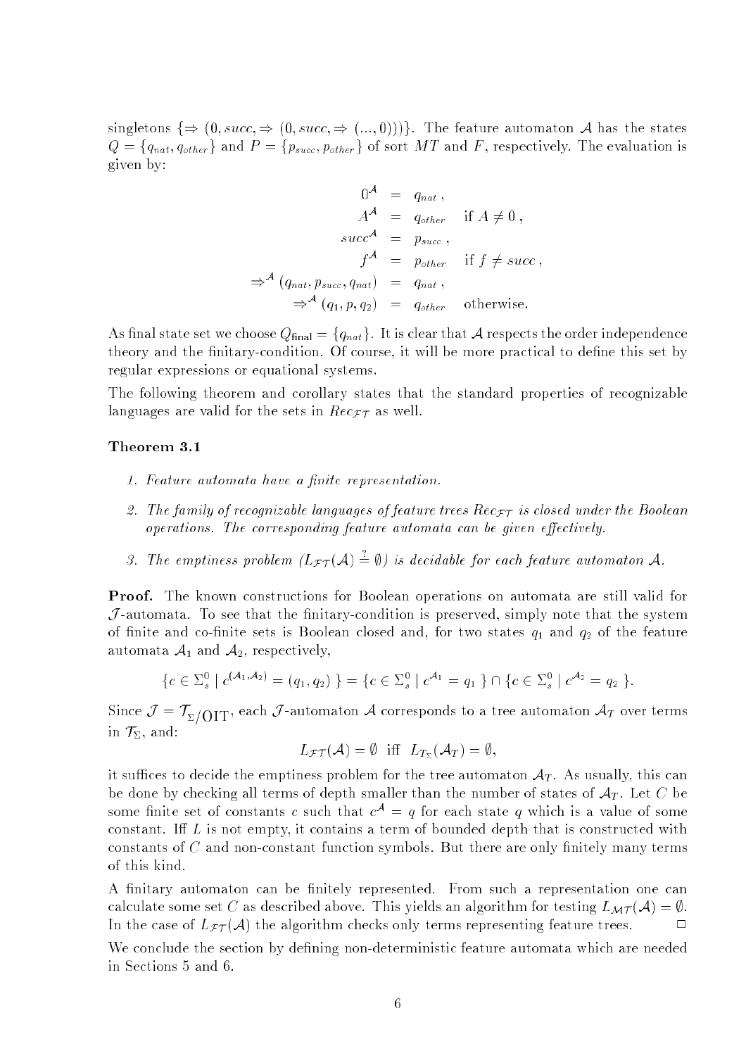singletons $\{\Rightarrow (0, succ, \Rightarrow (0, succ, \Rightarrow (..., 0)))\}$. The feature automaton $\mathcal{A}$ has the states $Q = \{q_{nat}, q_{other}\}$ and $P = \{p_{succ}, p_{other}\}$ of sort $MT$ and $F$, respectively. The evaluation is given by:

$$
\begin{aligned}
0^{\mathcal{A}} &= q_{nat}\,, & \\
A^{\mathcal{A}} &= q_{other} & \text{if } A \neq 0\,, \\
succ^{\mathcal{A}} &= p_{succ}\,, & \\
f^{\mathcal{A}} &= p_{other} & \text{if } f \neq succ\,, \\
\Rightarrow^{\mathcal{A}} (q_{nat}, p_{succ}, q_{nat}) &= q_{nat}\,, & \\
\Rightarrow^{\mathcal{A}} (q_1, p, q_2) &= q_{other} & \text{otherwise.}
\end{aligned}
$$

As final state set we choose $Q_{\mathsf{final}} = \{q_{nat}\}$. It is clear that $\mathcal{A}$ respects the order independence theory and the finitary-condition. Of course, it will be more practical to define this set by regular expressions or equational systems.

The following theorem and corollary states that the standard properties of recognizable languages are valid for the sets in $Rec_{\mathcal{FT}}$ as well.

**Theorem 3.1**

1. *Feature automata have a finite representation.*
2. *The family of recognizable languages of feature trees $Rec_{\mathcal{FT}}$ is closed under the Boolean operations. The corresponding feature automata can be given effectively.*
3. *The emptiness problem ($L_{\mathcal{FT}}(\mathcal{A}) \stackrel{?}{=} \emptyset$) is decidable for each feature automaton $\mathcal{A}$.*

**Proof.** The known constructions for Boolean operations on automata are still valid for $\mathcal{J}$-automata. To see that the finitary-condition is preserved, simply note that the system of finite and co-finite sets is Boolean closed and, for two states $q_1$ and $q_2$ of the feature automata $\mathcal{A}_1$ and $\mathcal{A}_2$, respectively,

$$\{c \in \Sigma^0_s \mid c^{(\mathcal{A}_1,\mathcal{A}_2)} = (q_1, q_2)\ \} = \{c \in \Sigma^0_s \mid c^{\mathcal{A}_1} = q_1\ \} \cap \{c \in \Sigma^0_s \mid c^{\mathcal{A}_2} = q_2\ \}.$$

Since $\mathcal{J} = \mathcal{T}_{\Sigma}/_{\mathrm{OIT}}$, each $\mathcal{J}$-automaton $\mathcal{A}$ corresponds to a tree automaton $\mathcal{A}_T$ over terms in $\mathcal{T}_{\Sigma}$, and:

$$L_{\mathcal{FT}}(\mathcal{A}) = \emptyset \ \text{ iff } \ L_{\mathcal{T}_{\Sigma}}(\mathcal{A}_T) = \emptyset,$$

it suffices to decide the emptiness problem for the tree automaton $\mathcal{A}_T$. As usually, this can be done by checking all terms of depth smaller than the number of states of $\mathcal{A}_T$. Let $C$ be some finite set of constants $c$ such that $c^{\mathcal{A}} = q$ for each state $q$ which is a value of some constant. Iff $L$ is not empty, it contains a term of bounded depth that is constructed with constants of $C$ and non-constant function symbols. But there are only finitely many terms of this kind.

A finitary automaton can be finitely represented. From such a representation one can calculate some set $C$ as described above. This yields an algorithm for testing $L_{\mathcal{MT}}(\mathcal{A}) = \emptyset$. In the case of $L_{\mathcal{FT}}(\mathcal{A})$ the algorithm checks only terms representing feature trees. □

We conclude the section by defining non-deterministic feature automata which are needed in Sections 5 and 6.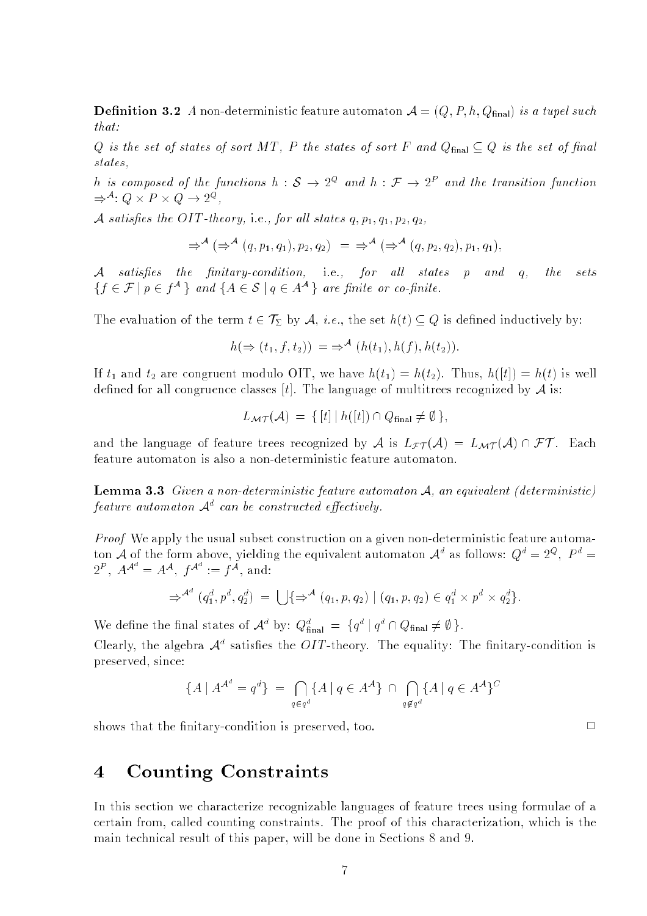**Definition 3.2** *A* non-deterministic feature automaton $\mathcal{A} = (Q, P, h, Q_{\text{final}})$ *is a tupel such that:*

*$Q$ is the set of states of sort $MT$, $P$ the states of sort $F$ and $Q_{\text{final}} \subseteq Q$ is the set of final states,*

*$h$ is composed of the functions $h : \mathcal{S} \to 2^Q$ and $h : \mathcal{F} \to 2^P$ and the transition function $\Rightarrow^{\mathcal{A}}: Q \times P \times Q \to 2^Q$,*

*$\mathcal{A}$ satisfies the $OIT$-theory,* i.e., *for all states $q, p_1, q_1, p_2, q_2$,*

$$\Rightarrow^{\mathcal{A}} (\Rightarrow^{\mathcal{A}} (q, p_1, q_1), p_2, q_2) \;=\; \Rightarrow^{\mathcal{A}} (\Rightarrow^{\mathcal{A}} (q, p_2, q_2), p_1, q_1),$$

*$\mathcal{A}$ satisfies the finitary-condition,* i.e., *for all states $p$ and $q$, the sets $\{f \in \mathcal{F} \mid p \in f^{\mathcal{A}}\}$ and $\{A \in \mathcal{S} \mid q \in A^{\mathcal{A}}\}$ are finite or co-finite.*

The evaluation of the term $t \in \mathcal{T}_\Sigma$ by $\mathcal{A}$, *i.e.*, the set $h(t) \subseteq Q$ is defined inductively by:

$$h(\Rightarrow (t_1, f, t_2)) \;=\Rightarrow^{\mathcal{A}} (h(t_1), h(f), h(t_2)).$$

If $t_1$ and $t_2$ are congruent modulo OIT, we have $h(t_1) = h(t_2)$. Thus, $h([t]) = h(t)$ is well defined for all congruence classes $[t]$. The language of multitrees recognized by $\mathcal{A}$ is:

$$L_{\mathcal{MT}}(\mathcal{A}) \;=\; \{\, [t] \mid h([t]) \cap Q_{\text{final}} \neq \emptyset \,\},$$

and the language of feature trees recognized by $\mathcal{A}$ is $L_{\mathcal{FT}}(\mathcal{A}) = L_{\mathcal{MT}}(\mathcal{A}) \cap \mathcal{FT}$. Each feature automaton is also a non-deterministic feature automaton.

**Lemma 3.3** *Given a non-deterministic feature automaton $\mathcal{A}$, an equivalent (deterministic) feature automaton $\mathcal{A}^d$ can be constructed effectively.*

*Proof* We apply the usual subset construction on a given non-deterministic feature automaton $\mathcal{A}$ of the form above, yielding the equivalent automaton $\mathcal{A}^d$ as follows: $Q^d = 2^Q$, $P^d = 2^P$, $A^{\mathcal{A}^d} = A^{\mathcal{A}}$, $f^{\mathcal{A}^d} := f^{\mathcal{A}}$, and:

$$\Rightarrow^{\mathcal{A}^d} (q_1^d, p^d, q_2^d) \;=\; \bigcup \{\Rightarrow^{\mathcal{A}} (q_1, p, q_2) \mid (q_1, p, q_2) \in q_1^d \times p^d \times q_2^d\}.$$

We define the final states of $\mathcal{A}^d$ by: $Q^d_{\text{final}} \;=\; \{q^d \mid q^d \cap Q_{\text{final}} \neq \emptyset\,\}$.

Clearly, the algebra $\mathcal{A}^d$ satisfies the $OIT$-theory. The equality: The finitary-condition is preserved, since:

$$\{A \mid A^{\mathcal{A}^d} = q^d\} \;=\; \bigcap_{q \in q^d} \{A \mid q \in A^{\mathcal{A}}\} \,\cap\, \bigcap_{q \notin q^d} \{A \mid q \in A^{\mathcal{A}}\}^C$$

shows that the finitary-condition is preserved, too. □

## 4 Counting Constraints

In this section we characterize recognizable languages of feature trees using formulae of a certain from, called counting constraints. The proof of this characterization, which is the main technical result of this paper, will be done in Sections 8 and 9.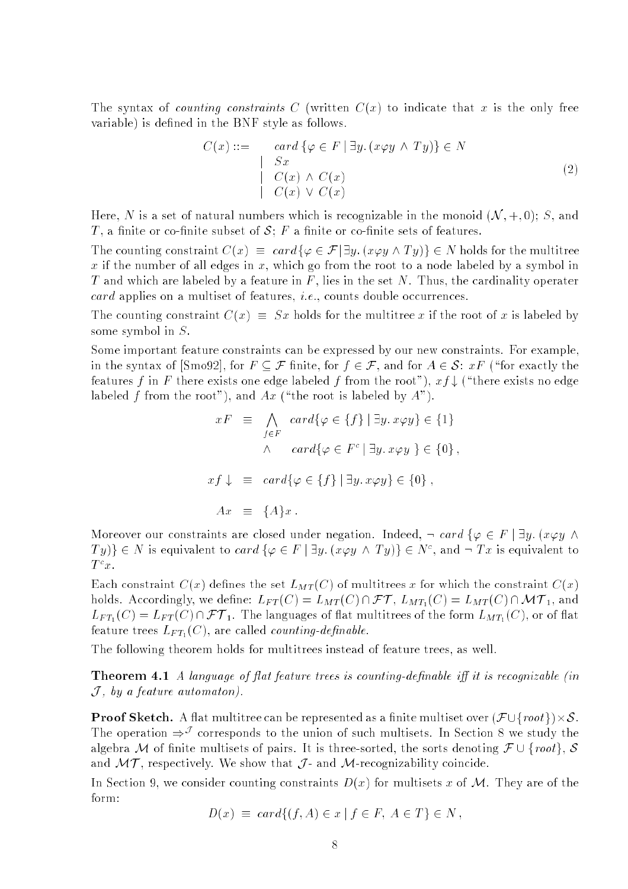The syntax of *counting constraints* $C$ (written $C(x)$ to indicate that $x$ is the only free variable) is defined in the BNF style as follows.

$$
\begin{array}{rl}
C(x) ::= & card\,\{\varphi \in F \mid \exists y.\,(x\varphi y \wedge Ty)\} \in N \\
\mid & Sx \\
\mid & C(x) \wedge C(x) \\
\mid & C(x) \vee C(x)
\end{array}
\tag{2}
$$

Here, $N$ is a set of natural numbers which is recognizable in the monoid $(\mathcal{N}, +, 0)$; $S$, and $T$, a finite or co-finite subset of $\mathcal{S}$; $F$ a finite or co-finite sets of features.

The counting constraint $C(x) \equiv card\{\varphi \in \mathcal{F} \mid \exists y.\,(x\varphi y \wedge Ty)\} \in N$ holds for the multitree $x$ if the number of all edges in $x$, which go from the root to a node labeled by a symbol in $T$ and which are labeled by a feature in $F$, lies in the set $N$. Thus, the cardinality operater *card* applies on a multiset of features, *i.e.*, counts double occurrences.

The counting constraint $C(x) \equiv Sx$ holds for the multitree $x$ if the root of $x$ is labeled by some symbol in $S$.

Some important feature constraints can be expressed by our new constraints. For example, in the syntax of [Smo92], for $F \subseteq \mathcal{F}$ finite, for $f \in \mathcal{F}$, and for $A \in \mathcal{S}$: $xF$ ("for exactly the features $f$ in $F$ there exists one edge labeled $f$ from the root"), $xf\!\downarrow$ ("there exists no edge labeled $f$ from the root"), and $Ax$ ("the root is labeled by $A$").

$$
\begin{array}{rcl}
xF & \equiv & \bigwedge_{f \in F} \; card\{\varphi \in \{f\} \mid \exists y.\, x\varphi y\} \in \{1\} \\
 & & \wedge \quad card\{\varphi \in F^c \mid \exists y.\, x\varphi y\} \in \{0\}\,, \\
 & & \\
xf\downarrow & \equiv & card\{\varphi \in \{f\} \mid \exists y.\, x\varphi y\} \in \{0\}\,, \\
 & & \\
Ax & \equiv & \{A\}x\,.
\end{array}
$$

Moreover our constraints are closed under negation. Indeed, $\neg\, card\,\{\varphi \in F \mid \exists y.\,(x\varphi y \wedge Ty)\} \in N$ is equivalent to $card\,\{\varphi \in F \mid \exists y.\,(x\varphi y \wedge Ty)\} \in N^c$, and $\neg\, Tx$ is equivalent to $T^c x$.

Each constraint $C(x)$ defines the set $L_{MT}(C)$ of multitrees $x$ for which the constraint $C(x)$ holds. Accordingly, we define: $L_{FT}(C) = L_{MT}(C) \cap \mathcal{FT}$, $L_{MT_1}(C) = L_{MT}(C) \cap \mathcal{MT}_1$, and $L_{FT_1}(C) = L_{FT}(C) \cap \mathcal{FT}_1$. The languages of flat multitrees of the form $L_{MT_1}(C)$, or of flat feature trees $L_{FT_1}(C)$, are called *counting-definable*.

The following theorem holds for multitrees instead of feature trees, as well.

**Theorem 4.1** *A language of flat feature trees is counting-definable iff it is recognizable (in $\mathcal{J}$, by a feature automaton).*

**Proof Sketch.** A flat multitree can be represented as a finite multiset over $(\mathcal{F} \cup \{root\}) \times \mathcal{S}$. The operation $\Rightarrow^{\mathcal{J}}$ corresponds to the union of such multisets. In Section 8 we study the algebra $\mathcal{M}$ of finite multisets of pairs. It is three-sorted, the sorts denoting $\mathcal{F} \cup \{root\}$, $\mathcal{S}$ and $\mathcal{MT}$, respectively. We show that $\mathcal{J}$- and $\mathcal{M}$-recognizability coincide.

In Section 9, we consider counting constraints $D(x)$ for multisets $x$ of $\mathcal{M}$. They are of the form:

$$
D(x) \equiv card\{(f, A) \in x \mid f \in F,\ A \in T\} \in N\,,
$$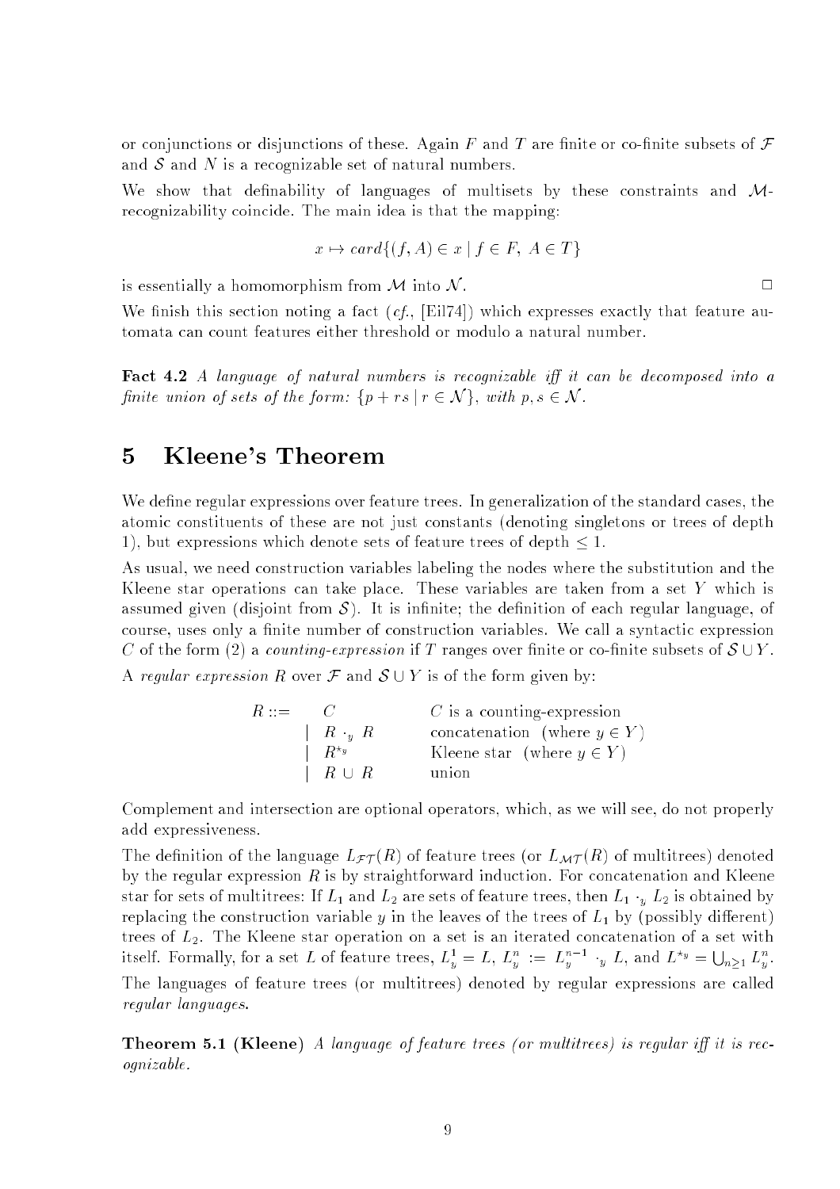or conjunctions or disjunctions of these. Again $F$ and $T$ are finite or co-finite subsets of $\mathcal{F}$ and $\mathcal{S}$ and $N$ is a recognizable set of natural numbers.

We show that definability of languages of multisets by these constraints and $\mathcal{M}$-recognizability coincide. The main idea is that the mapping:

$$x \mapsto card\{(f, A) \in x \mid f \in F,\ A \in T\}$$

is essentially a homomorphism from $\mathcal{M}$ into $\mathcal{N}$. $\Box$

We finish this section noting a fact (*cf.*, [Eil74]) which expresses exactly that feature automata can count features either threshold or modulo a natural number.

**Fact 4.2** *A language of natural numbers is recognizable iff it can be decomposed into a finite union of sets of the form:* $\{p + rs \mid r \in \mathcal{N}\}$*, with* $p, s \in \mathcal{N}$*.*

# 5 Kleene's Theorem

We define regular expressions over feature trees. In generalization of the standard cases, the atomic constituents of these are not just constants (denoting singletons or trees of depth 1), but expressions which denote sets of feature trees of depth $\leq 1$.

As usual, we need construction variables labeling the nodes where the substitution and the Kleene star operations can take place. These variables are taken from a set $Y$ which is assumed given (disjoint from $\mathcal{S}$). It is infinite; the definition of each regular language, of course, uses only a finite number of construction variables. We call a syntactic expression $C$ of the form (2) a *counting-expression* if $T$ ranges over finite or co-finite subsets of $\mathcal{S} \cup Y$.

A *regular expression* $R$ over $\mathcal{F}$ and $\mathcal{S} \cup Y$ is of the form given by:

$$\begin{array}{lll} R ::= & C & C \text{ is a counting-expression} \\ & \mid\ R \cdot_y R & \text{concatenation} \quad (\text{where } y \in Y) \\ & \mid\ R^{\star_y} & \text{Kleene star} \quad (\text{where } y \in Y) \\ & \mid\ R \cup R & \text{union} \end{array}$$

Complement and intersection are optional operators, which, as we will see, do not properly add expressiveness.

The definition of the language $L_{\mathcal{FT}}(R)$ of feature trees (or $L_{\mathcal{MT}}(R)$ of multitrees) denoted by the regular expression $R$ is by straightforward induction. For concatenation and Kleene star for sets of multitrees: If $L_1$ and $L_2$ are sets of feature trees, then $L_1 \cdot_y L_2$ is obtained by replacing the construction variable $y$ in the leaves of the trees of $L_1$ by (possibly different) trees of $L_2$. The Kleene star operation on a set is an iterated concatenation of a set with itself. Formally, for a set $L$ of feature trees, $L_y^1 = L$, $L_y^n := L_y^{n-1} \cdot_y L$, and $L^{\star_y} = \bigcup_{n \geq 1} L_y^n$.

The languages of feature trees (or multitrees) denoted by regular expressions are called *regular languages*.

**Theorem 5.1 (Kleene)** *A language of feature trees (or multitrees) is regular iff it is recognizable.*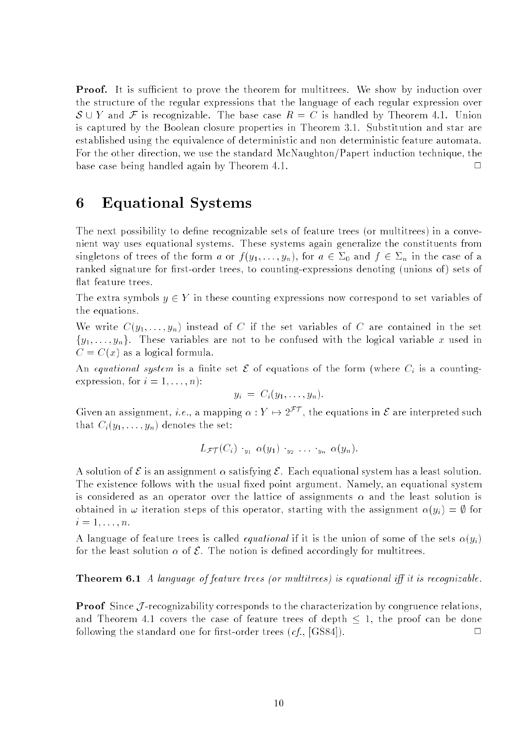**Proof.** It is sufficient to prove the theorem for multitrees. We show by induction over the structure of the regular expressions that the language of each regular expression over $\mathcal{S} \cup Y$ and $\mathcal{F}$ is recognizable. The base case $R = C$ is handled by Theorem 4.1. Union is captured by the Boolean closure properties in Theorem 3.1. Substitution and star are established using the equivalence of deterministic and non deterministic feature automata. For the other direction, we use the standard McNaughton/Papert induction technique, the base case being handled again by Theorem 4.1. □

# 6 Equational Systems

The next possibility to define recognizable sets of feature trees (or multitrees) in a convenient way uses equational systems. These systems again generalize the constituents from singletons of trees of the form $a$ or $f(y_1, \ldots, y_n)$, for $a \in \Sigma_0$ and $f \in \Sigma_n$ in the case of a ranked signature for first-order trees, to counting-expressions denoting (unions of) sets of flat feature trees.

The extra symbols $y \in Y$ in these counting expressions now correspond to set variables of the equations.

We write $C(y_1, \ldots, y_n)$ instead of $C$ if the set variables of $C$ are contained in the set $\{y_1, \ldots, y_n\}$. These variables are not to be confused with the logical variable $x$ used in $C = C(x)$ as a logical formula.

An *equational system* is a finite set $\mathcal{E}$ of equations of the form (where $C_i$ is a counting-expression, for $i = 1, \ldots, n$):

$$y_i \;=\; C_i(y_1, \ldots, y_n).$$

Given an assignment, *i.e.*, a mapping $\alpha : Y \mapsto 2^{\mathcal{FT}}$, the equations in $\mathcal{E}$ are interpreted such that $C_i(y_1, \ldots, y_n)$ denotes the set:

$$L_{\mathcal{FT}}(C_i) \cdot_{y_1} \alpha(y_1) \cdot_{y_2} \ldots \cdot_{y_n} \alpha(y_n).$$

A solution of $\mathcal{E}$ is an assignment $\alpha$ satisfying $\mathcal{E}$. Each equational system has a least solution. The existence follows with the usual fixed point argument. Namely, an equational system is considered as an operator over the lattice of assignments $\alpha$ and the least solution is obtained in $\omega$ iteration steps of this operator, starting with the assignment $\alpha(y_i) = \emptyset$ for $i = 1, \ldots, n$.

A language of feature trees is called *equational* if it is the union of some of the sets $\alpha(y_i)$ for the least solution $\alpha$ of $\mathcal{E}$. The notion is defined accordingly for multitrees.

**Theorem 6.1** *A language of feature trees (or multitrees) is equational iff it is recognizable.*

**Proof** Since $\mathcal{J}$-recognizability corresponds to the characterization by congruence relations, and Theorem 4.1 covers the case of feature trees of depth $\leq 1$, the proof can be done following the standard one for first-order trees (*cf.*, [GS84]). □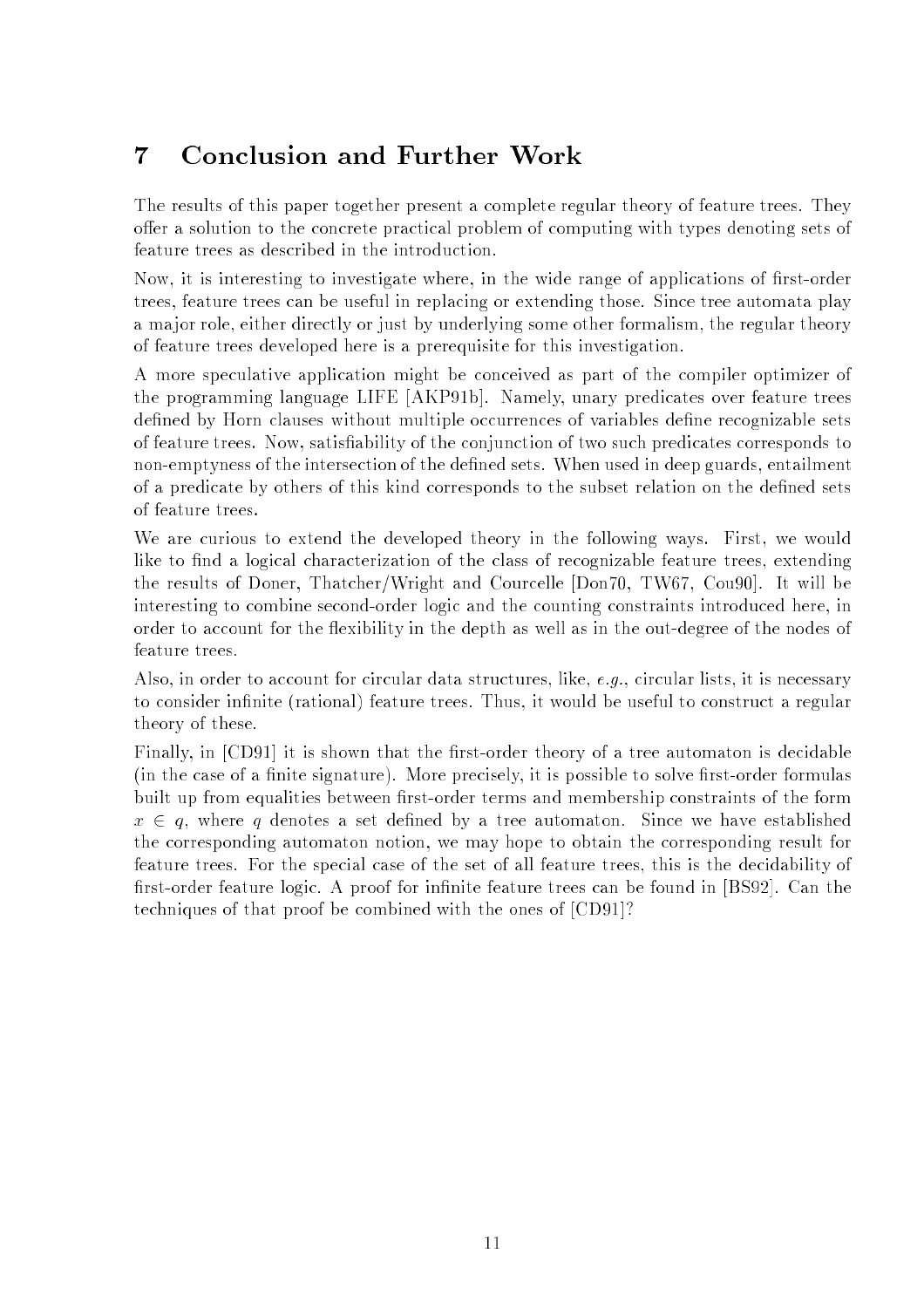# 7 Conclusion and Further Work

The results of this paper together present a complete regular theory of feature trees. They offer a solution to the concrete practical problem of computing with types denoting sets of feature trees as described in the introduction.

Now, it is interesting to investigate where, in the wide range of applications of first-order trees, feature trees can be useful in replacing or extending those. Since tree automata play a major role, either directly or just by underlying some other formalism, the regular theory of feature trees developed here is a prerequisite for this investigation.

A more speculative application might be conceived as part of the compiler optimizer of the programming language LIFE [AKP91b]. Namely, unary predicates over feature trees defined by Horn clauses without multiple occurrences of variables define recognizable sets of feature trees. Now, satisfiability of the conjunction of two such predicates corresponds to non-emptyness of the intersection of the defined sets. When used in deep guards, entailment of a predicate by others of this kind corresponds to the subset relation on the defined sets of feature trees.

We are curious to extend the developed theory in the following ways. First, we would like to find a logical characterization of the class of recognizable feature trees, extending the results of Doner, Thatcher/Wright and Courcelle [Don70, TW67, Cou90]. It will be interesting to combine second-order logic and the counting constraints introduced here, in order to account for the flexibility in the depth as well as in the out-degree of the nodes of feature trees.

Also, in order to account for circular data structures, like, *e.g.*, circular lists, it is necessary to consider infinite (rational) feature trees. Thus, it would be useful to construct a regular theory of these.

Finally, in [CD91] it is shown that the first-order theory of a tree automaton is decidable (in the case of a finite signature). More precisely, it is possible to solve first-order formulas built up from equalities between first-order terms and membership constraints of the form $x \in q$, where $q$ denotes a set defined by a tree automaton. Since we have established the corresponding automaton notion, we may hope to obtain the corresponding result for feature trees. For the special case of the set of all feature trees, this is the decidability of first-order feature logic. A proof for infinite feature trees can be found in [BS92]. Can the techniques of that proof be combined with the ones of [CD91]?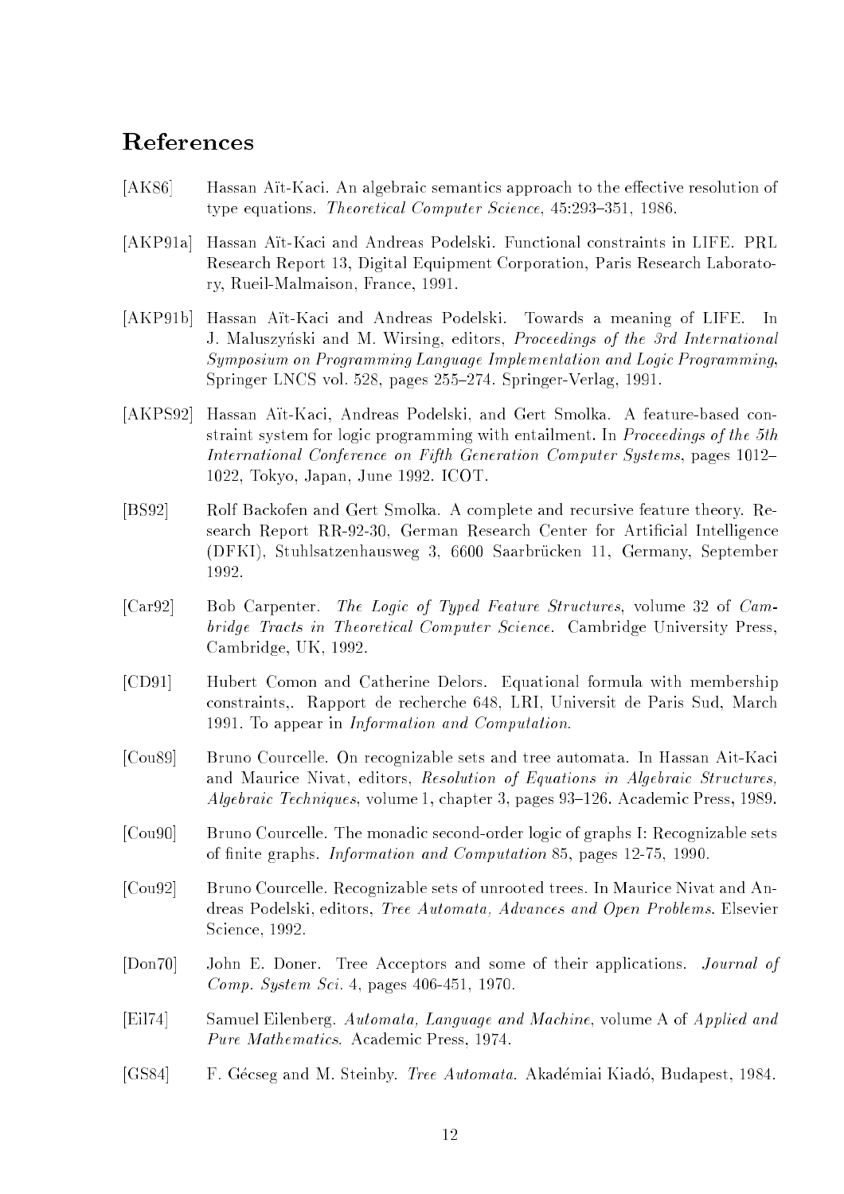## References

[AK86] Hassan Aït-Kaci. An algebraic semantics approach to the effective resolution of type equations. *Theoretical Computer Science*, 45:293–351, 1986.

[AKP91a] Hassan Aït-Kaci and Andreas Podelski. Functional constraints in LIFE. PRL Research Report 13, Digital Equipment Corporation, Paris Research Laboratory, Rueil-Malmaison, France, 1991.

[AKP91b] Hassan Aït-Kaci and Andreas Podelski. Towards a meaning of LIFE. In J. Maluszyński and M. Wirsing, editors, *Proceedings of the 3rd International Symposium on Programming Language Implementation and Logic Programming*, Springer LNCS vol. 528, pages 255–274. Springer-Verlag, 1991.

[AKPS92] Hassan Aït-Kaci, Andreas Podelski, and Gert Smolka. A feature-based constraint system for logic programming with entailment. In *Proceedings of the 5th International Conference on Fifth Generation Computer Systems*, pages 1012–1022, Tokyo, Japan, June 1992. ICOT.

[BS92] Rolf Backofen and Gert Smolka. A complete and recursive feature theory. Research Report RR-92-30, German Research Center for Artificial Intelligence (DFKI), Stuhlsatzenhausweg 3, 6600 Saarbrücken 11, Germany, September 1992.

[Car92] Bob Carpenter. *The Logic of Typed Feature Structures*, volume 32 of *Cambridge Tracts in Theoretical Computer Science*. Cambridge University Press, Cambridge, UK, 1992.

[CD91] Hubert Comon and Catherine Delors. Equational formula with membership constraints,. Rapport de recherche 648, LRI, Universit de Paris Sud, March 1991. To appear in *Information and Computation*.

[Cou89] Bruno Courcelle. On recognizable sets and tree automata. In Hassan Ait-Kaci and Maurice Nivat, editors, *Resolution of Equations in Algebraic Structures, Algebraic Techniques*, volume 1, chapter 3, pages 93–126. Academic Press, 1989.

[Cou90] Bruno Courcelle. The monadic second-order logic of graphs I: Recognizable sets of finite graphs. *Information and Computation* 85, pages 12-75, 1990.

[Cou92] Bruno Courcelle. Recognizable sets of unrooted trees. In Maurice Nivat and Andreas Podelski, editors, *Tree Automata, Advances and Open Problems*. Elsevier Science, 1992.

[Don70] John E. Doner. Tree Acceptors and some of their applications. *Journal of Comp. System Sci.* 4, pages 406-451, 1970.

[Eil74] Samuel Eilenberg. *Automata, Language and Machine*, volume A of *Applied and Pure Mathematics*. Academic Press, 1974.

[GS84] F. Gécseg and M. Steinby. *Tree Automata*. Akadémiai Kiadó, Budapest, 1984.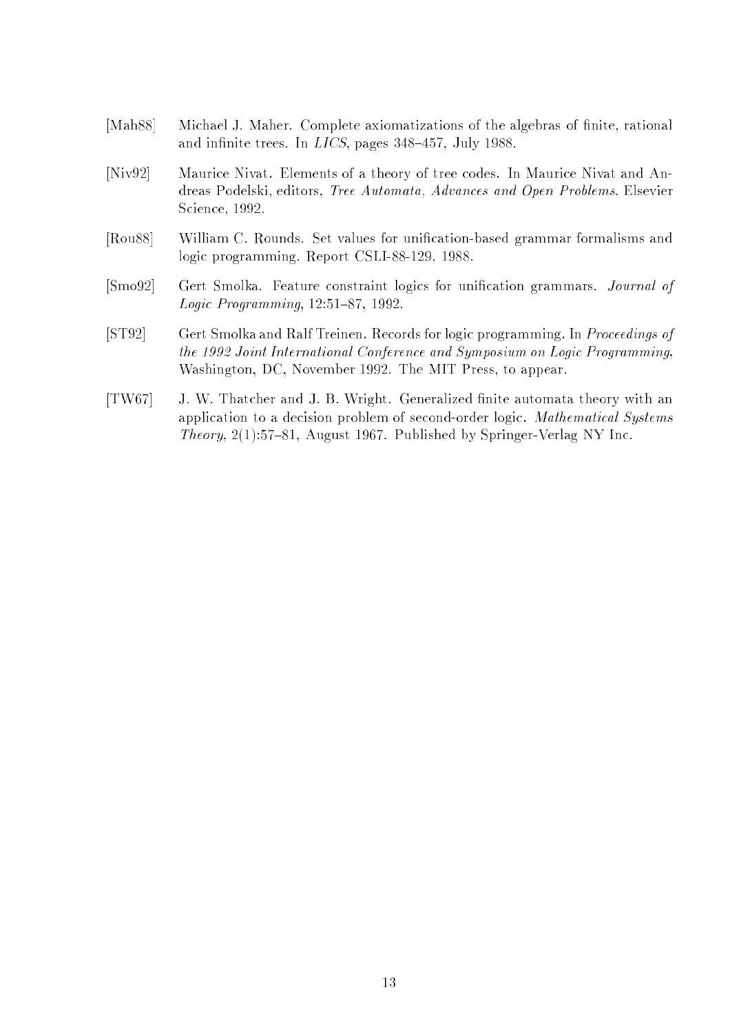[Mah88] Michael J. Maher. Complete axiomatizations of the algebras of finite, rational and infinite trees. In *LICS*, pages 348–457, July 1988.

[Niv92] Maurice Nivat. Elements of a theory of tree codes. In Maurice Nivat and Andreas Podelski, editors, *Tree Automata, Advances and Open Problems*. Elsevier Science, 1992.

[Rou88] William C. Rounds. Set values for unification-based grammar formalisms and logic programming. Report CSLI-88-129, 1988.

[Smo92] Gert Smolka. Feature constraint logics for unification grammars. *Journal of Logic Programming*, 12:51–87, 1992.

[ST92] Gert Smolka and Ralf Treinen. Records for logic programming. In *Proceedings of the 1992 Joint International Conference and Symposium on Logic Programming*, Washington, DC, November 1992. The MIT Press, to appear.

[TW67] J. W. Thatcher and J. B. Wright. Generalized finite automata theory with an application to a decision problem of second-order logic. *Mathematical Systems Theory*, 2(1):57–81, August 1967. Published by Springer-Verlag NY Inc.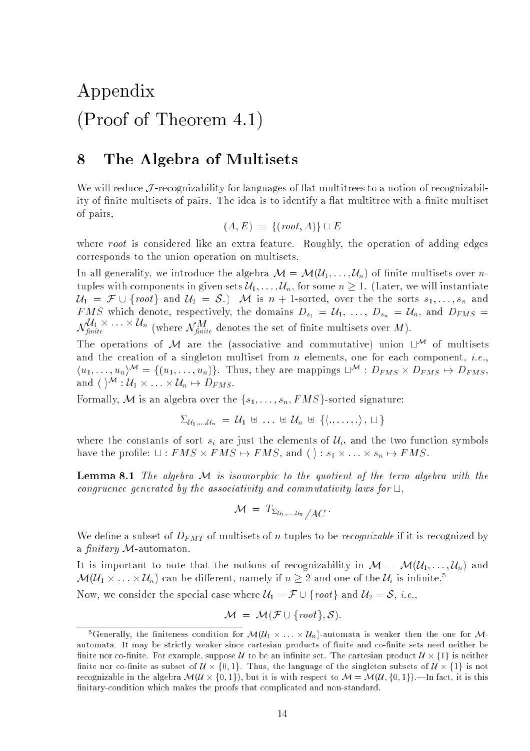# Appendix
# (Proof of Theorem 4.1)

## 8 The Algebra of Multisets

We will reduce $\mathcal{J}$-recognizability for languages of flat multitrees to a notion of recognizability of finite multisets of pairs. The idea is to identify a flat multitree with a finite multiset of pairs,

$$(A, E) \;\equiv\; \{(root, A)\} \sqcup E$$

where *root* is considered like an extra feature. Roughly, the operation of adding edges corresponds to the union operation on multisets.

In all generality, we introduce the algebra $\mathcal{M} = \mathcal{M}(\mathcal{U}_1, \ldots, \mathcal{U}_n)$ of finite multisets over $n$-tuples with components in given sets $\mathcal{U}_1, \ldots, \mathcal{U}_n$, for some $n \geq 1$. (Later, we will instantiate $\mathcal{U}_1 = \mathcal{F} \cup \{root\}$ and $\mathcal{U}_2 = \mathcal{S}$.) $\mathcal{M}$ is $n+1$-sorted, over the the sorts $s_1, \ldots, s_n$ and $FMS$ which denote, respectively, the domains $D_{s_1} = \mathcal{U}_1, \ldots, D_{s_n} = \mathcal{U}_n$, and $D_{FMS} = \mathcal{N}_{\mathit{finite}}^{\mathcal{U}_1 \times \ldots \times \mathcal{U}_n}$ (where $\mathcal{N}_{\mathit{finite}}^{M}$ denotes the set of finite multisets over $M$).

The operations of $\mathcal{M}$ are the (associative and commutative) union $\sqcup^{\mathcal{M}}$ of multisets and the creation of a singleton multiset from $n$ elements, one for each component, *i.e.*, $\langle u_1, \ldots, u_n \rangle^{\mathcal{M}} = \{(u_1, \ldots, u_n)\}$. Thus, they are mappings $\sqcup^{\mathcal{M}} : D_{FMS} \times D_{FMS} \mapsto D_{FMS}$, and $\langle\ \rangle^{\mathcal{M}} : \mathcal{U}_1 \times \ldots \times \mathcal{U}_n \mapsto D_{FMS}$.

Formally, $\mathcal{M}$ is an algebra over the $\{s_1, \ldots, s_n, FMS\}$-sorted signature:

$$\Sigma_{\mathcal{U}_1, \ldots, \mathcal{U}_n} \;=\; \mathcal{U}_1 \uplus \ldots \uplus \mathcal{U}_n \uplus \{\langle ., \ldots, . \rangle, \sqcup\}$$

where the constants of sort $s_i$ are just the elements of $\mathcal{U}_i$, and the two function symbols have the profile: $\sqcup : FMS \times FMS \mapsto FMS$, and $\langle\ \rangle : s_1 \times \ldots \times s_n \mapsto FMS$.

**Lemma 8.1** *The algebra $\mathcal{M}$ is isomorphic to the quotient of the term algebra with the congruence generated by the associativity and commutativity laws for $\sqcup$,*

$$\mathcal{M} \;=\; T_{\Sigma_{\mathcal{U}_1, \ldots, \mathcal{U}_n}} / AC \, .$$

We define a subset of $D_{FMT}$ of multisets of $n$-tuples to be *recognizable* if it is recognized by a *finitary* $\mathcal{M}$-automaton.

It is important to note that the notions of recognizability in $\mathcal{M} = \mathcal{M}(\mathcal{U}_1, \ldots, \mathcal{U}_n)$ and $\mathcal{M}(\mathcal{U}_1 \times \ldots \times \mathcal{U}_n)$ can be different, namely if $n \geq 2$ and one of the $\mathcal{U}_i$ is infinite.[5]

Now, we consider the special case where $\mathcal{U}_1 = \mathcal{F} \cup \{root\}$ and $\mathcal{U}_2 = \mathcal{S}$, *i.e.*,

$$\mathcal{M} \;=\; \mathcal{M}(\mathcal{F} \cup \{root\}, \mathcal{S}).$$

---

[5] Generally, the finiteness condition for $\mathcal{M}(\mathcal{U}_1 \times \ldots \times \mathcal{U}_n)$-automata is weaker then the one for $\mathcal{M}$-automata. It may be strictly weaker since cartesian products of finite and co-finite sets need neither be finite nor co-finite. For example, suppose $\mathcal{U}$ to be an infinite set. The cartesian product $\mathcal{U} \times \{1\}$ is neither finite nor co-finite as subset of $\mathcal{U} \times \{0, 1\}$. Thus, the language of the singleton subsets of $\mathcal{U} \times \{1\}$ is not recognizable in the algebra $\mathcal{M}(\mathcal{U} \times \{0, 1\})$, but it is with respect to $\mathcal{M} = \mathcal{M}(\mathcal{U}, \{0, 1\})$.—In fact, it is this finitary-condition which makes the proofs that complicated and non-standard.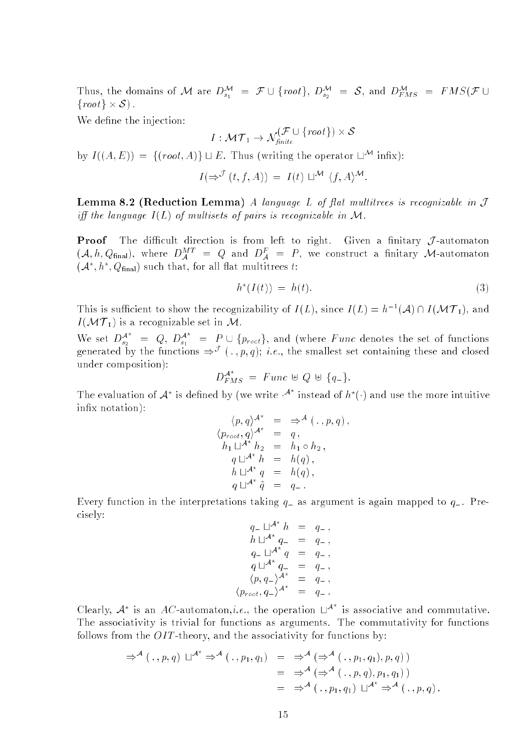Thus, the domains of $\mathcal{M}$ are $D^{\mathcal{M}}_{s_1} = \mathcal{F} \cup \{root\}$, $D^{\mathcal{M}}_{s_2} = \mathcal{S}$, and $D^{\mathcal{M}}_{FMS} = FMS(\mathcal{F} \cup \{root\} \times \mathcal{S})$.

We define the injection:

$$I : \mathcal{MT}_1 \to \mathcal{N}^{(\mathcal{F} \cup \{root\}) \times \mathcal{S}}_{\mathit{finite}}$$

by $I((A, E)) = \{(root, A)\} \sqcup E$. Thus (writing the operator $\sqcup^{\mathcal{M}}$ infix):

$$I(\Rightarrow^{\mathcal{J}} (t, f, A)) = I(t) \sqcup^{\mathcal{M}} \langle f, A \rangle^{\mathcal{M}}.$$

**Lemma 8.2 (Reduction Lemma)** *A language $L$ of flat multitrees is recognizable in $\mathcal{J}$ iff the language $I(L)$ of multisets of pairs is recognizable in $\mathcal{M}$.*

**Proof** The difficult direction is from left to right. Given a finitary $\mathcal{J}$-automaton $(\mathcal{A}, h, Q_{\mathsf{final}})$, where $D^{MT}_{\mathcal{A}} = Q$ and $D^{F}_{\mathcal{A}} = P$, we construct a finitary $\mathcal{M}$-automaton $(\mathcal{A}^{\star}, h^{\star}, Q_{\mathsf{final}})$ such that, for all flat multitrees $t$:

$$h^{\star}(I(t)) = h(t). \tag{3}$$

This is sufficient to show the recognizability of $I(L)$, since $I(L) = h^{-1}(\mathcal{A}) \cap I(\mathcal{MT}_1)$, and $I(\mathcal{MT}_1)$ is a recognizable set in $\mathcal{M}$.

We set $D^{\mathcal{A}^{\star}}_{s_2} = Q$, $D^{\mathcal{A}^{\star}}_{s_1} = P \cup \{p_{root}\}$, and (where $Func$ denotes the set of functions generated by the functions $\Rightarrow^{\mathcal{J}} (\,.\,, p, q)$; *i.e.*, the smallest set containing these and closed under composition):

$$D^{\mathcal{A}^{\star}}_{FMS} = Func \uplus Q \uplus \{q_{-}\}.$$

The evaluation of $\mathcal{A}^{\star}$ is defined by (we write $\cdot^{\mathcal{A}^{\star}}$ instead of $h^{\star}(\cdot)$ and use the more intuitive infix notation):

$$\begin{aligned}
\langle p, q \rangle^{\mathcal{A}^{\star}} &= \Rightarrow^{\mathcal{A}} (\,.\,, p, q)\,, \\
\langle p_{root}, q \rangle^{\mathcal{A}^{\star}} &= q\,, \\
h_1 \sqcup^{\mathcal{A}^{\star}} h_2 &= h_1 \circ h_2\,, \\
q \sqcup^{\mathcal{A}^{\star}} h &= h(q)\,, \\
h \sqcup^{\mathcal{A}^{\star}} q &= h(q)\,, \\
q \sqcup^{\mathcal{A}^{\star}} \tilde{q} &= q_{-}\,.
\end{aligned}$$

Every function in the interpretations taking $q_{-}$ as argument is again mapped to $q_{-}$. Precisely:

$$\begin{aligned}
q_{-} \sqcup^{\mathcal{A}^{\star}} h &= q_{-}\,, \\
h \sqcup^{\mathcal{A}^{\star}} q_{-} &= q_{-}\,, \\
q_{-} \sqcup^{\mathcal{A}^{\star}} q &= q_{-}\,, \\
q \sqcup^{\mathcal{A}^{\star}} q_{-} &= q_{-}\,, \\
\langle p, q_{-} \rangle^{\mathcal{A}^{\star}} &= q_{-}\,, \\
\langle p_{root}, q_{-} \rangle^{\mathcal{A}^{\star}} &= q_{-}\,.
\end{aligned}$$

Clearly, $\mathcal{A}^{\star}$ is an $AC$-automaton,*i.e.*, the operation $\sqcup^{\mathcal{A}^{\star}}$ is associative and commutative. The associativity is trivial for functions as arguments. The commutativity for functions follows from the $OIT$-theory, and the associativity for functions by:

$$\begin{aligned}
\Rightarrow^{\mathcal{A}} (\,.\,, p, q) \sqcup^{\mathcal{A}^{\star}} \Rightarrow^{\mathcal{A}} (\,.\,, p_1, q_1) &= \Rightarrow^{\mathcal{A}} (\Rightarrow^{\mathcal{A}} (\,.\,, p_1, q_1), p, q)\,) \\
&= \Rightarrow^{\mathcal{A}} (\Rightarrow^{\mathcal{A}} (\,.\,, p, q), p_1, q_1)\,) \\
&= \Rightarrow^{\mathcal{A}} (\,.\,, p_1, q_1) \sqcup^{\mathcal{A}^{\star}} \Rightarrow^{\mathcal{A}} (\,.\,, p, q)\,.
\end{aligned}$$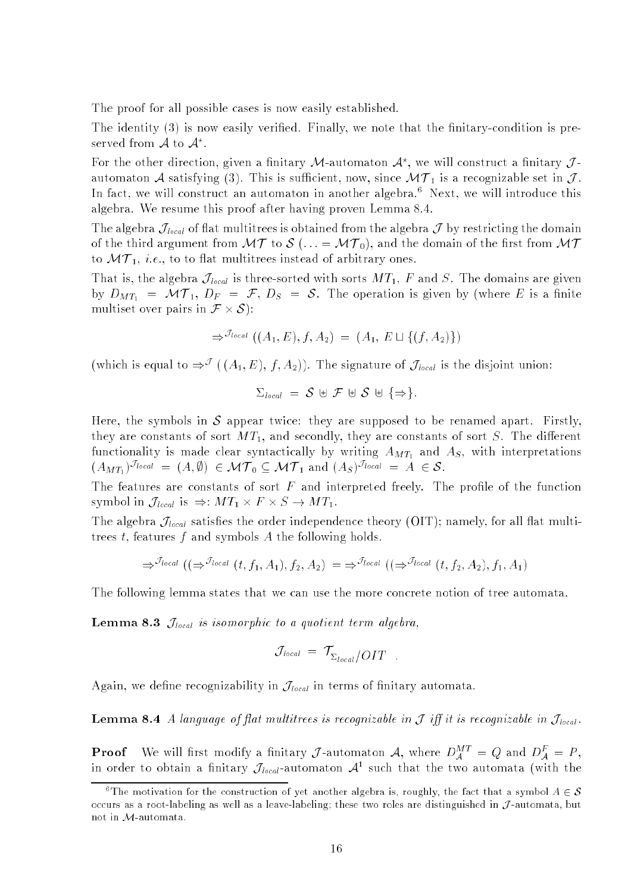The proof for all possible cases is now easily established.

The identity (3) is now easily verified. Finally, we note that the finitary-condition is preserved from $\mathcal{A}$ to $\mathcal{A}^\star$.

For the other direction, given a finitary $\mathcal{M}$-automaton $\mathcal{A}^\star$, we will construct a finitary $\mathcal{J}$-automaton $\mathcal{A}$ satisfying (3). This is sufficient, now, since $\mathcal{MT}_1$ is a recognizable set in $\mathcal{J}$. In fact, we will construct an automaton in another algebra.[6] Next, we will introduce this algebra. We resume this proof after having proven Lemma 8.4.

The algebra $\mathcal{J}_{local}$ of flat multitrees is obtained from the algebra $\mathcal{J}$ by restricting the domain of the third argument from $\mathcal{MT}$ to $\mathcal{S}$ ($\ldots = \mathcal{MT}_0$), and the domain of the first from $\mathcal{MT}$ to $\mathcal{MT}_1$, *i.e.*, to to flat multitrees instead of arbitrary ones.

That is, the algebra $\mathcal{J}_{local}$ is three-sorted with sorts $MT_1$, $F$ and $S$. The domains are given by $D_{MT_1} = \mathcal{MT}_1$, $D_F = \mathcal{F}$, $D_S = \mathcal{S}$. The operation is given by (where $E$ is a finite multiset over pairs in $\mathcal{F} \times \mathcal{S}$):

$$\Rightarrow^{\mathcal{J}_{local}} ((A_1, E), f, A_2) \;=\; (A_1,\; E \sqcup \{(f, A_2)\})$$

(which is equal to $\Rightarrow^{\mathcal{J}} ((A_1, E),\, f,\, A_2)$). The signature of $\mathcal{J}_{local}$ is the disjoint union:

$$\Sigma_{local} \;=\; \mathcal{S} \uplus \mathcal{F} \uplus \mathcal{S} \uplus \{\Rightarrow\}.$$

Here, the symbols in $\mathcal{S}$ appear twice: they are supposed to be renamed apart. Firstly, they are constants of sort $MT_1$, and secondly, they are constants of sort $S$. The different functionality is made clear syntactically by writing $A_{MT_1}$ and $A_S$, with interpretations $(A_{MT_1})^{\mathcal{J}_{local}} = (A, \emptyset) \in \mathcal{MT}_0 \subseteq \mathcal{MT}_1$ and $(A_S)^{\mathcal{J}_{local}} = A \in \mathcal{S}$.

The features are constants of sort $F$ and interpreted freely. The profile of the function symbol in $\mathcal{J}_{local}$ is $\Rightarrow: MT_1 \times F \times S \to MT_1$.

The algebra $\mathcal{J}_{local}$ satisfies the order independence theory (OIT); namely, for all flat multitrees $t$, features $f$ and symbols $A$ the following holds.

$$\Rightarrow^{\mathcal{J}_{local}} ((\Rightarrow^{\mathcal{J}_{local}} (t, f_1, A_1), f_2, A_2) \;= \Rightarrow^{\mathcal{J}_{local}} ((\Rightarrow^{\mathcal{J}_{local}} (t, f_2, A_2), f_1, A_1)$$

The following lemma states that we can use the more concrete notion of tree automata.

**Lemma 8.3** *$\mathcal{J}_{local}$ is isomorphic to a quotient term algebra,*

$$\mathcal{J}_{local} \;=\; \mathcal{T}_{\Sigma_{local}}/OIT \quad .$$

Again, we define recognizability in $\mathcal{J}_{local}$ in terms of finitary automata.

**Lemma 8.4** *A language of flat multitrees is recognizable in $\mathcal{J}$ iff it is recognizable in $\mathcal{J}_{local}$.*

**Proof** We will first modify a finitary $\mathcal{J}$-automaton $\mathcal{A}$, where $D^{MT}_{\mathcal{A}} = Q$ and $D^{F}_{\mathcal{A}} = P$, in order to obtain a finitary $\mathcal{J}_{local}$-automaton $\mathcal{A}^1$ such that the two automata (with the

[6] The motivation for the construction of yet another algebra is, roughly, the fact that a symbol $A \in \mathcal{S}$ occurs as a root-labeling as well as a leave-labeling; these two roles are distinguished in $\mathcal{J}$-automata, but not in $\mathcal{M}$-automata.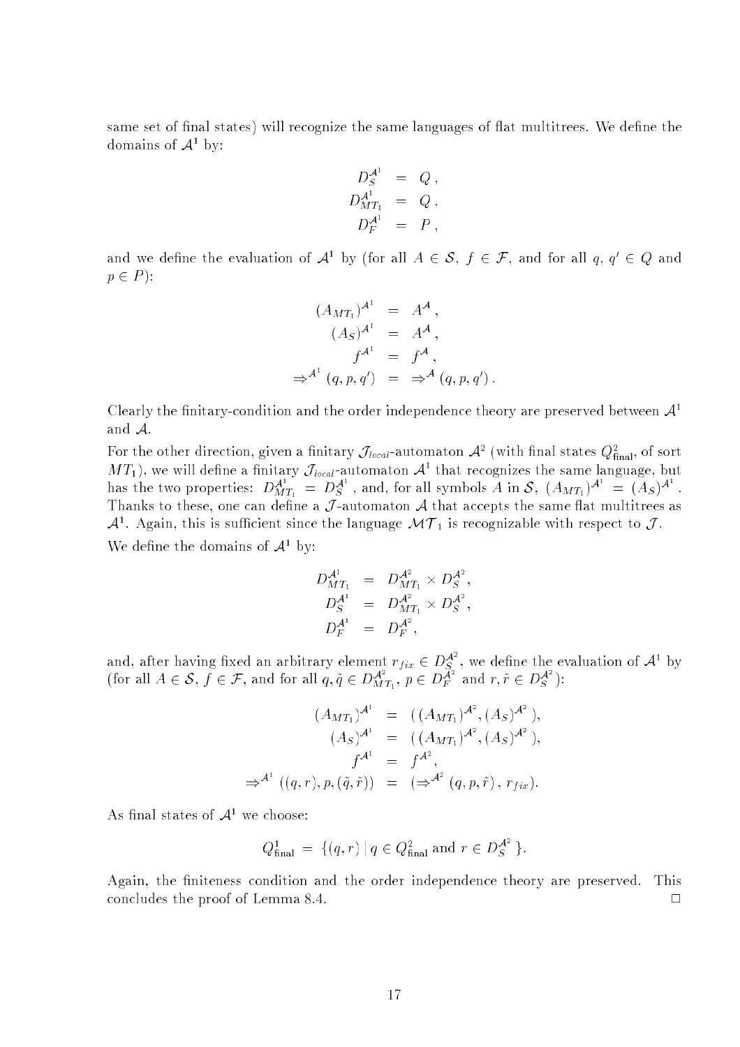same set of final states) will recognize the same languages of flat multitrees. We define the domains of $\mathcal{A}^1$ by:

$$
\begin{aligned}
D_S^{\mathcal{A}^1} &= Q\,, \\
D_{MT_1}^{\mathcal{A}^1} &= Q\,, \\
D_F^{\mathcal{A}^1} &= P\,,
\end{aligned}
$$

and we define the evaluation of $\mathcal{A}^1$ by (for all $A \in \mathcal{S}$, $f \in \mathcal{F}$, and for all $q$, $q' \in Q$ and $p \in P$):

$$
\begin{aligned}
(A_{MT_1})^{\mathcal{A}^1} &= A^{\mathcal{A}}\,, \\
(A_S)^{\mathcal{A}^1} &= A^{\mathcal{A}}\,, \\
f^{\mathcal{A}^1} &= f^{\mathcal{A}}\,, \\
\Rightarrow^{\mathcal{A}^1}(q, p, q') &= \Rightarrow^{\mathcal{A}}(q, p, q')\,.
\end{aligned}
$$

Clearly the finitary-condition and the order independence theory are preserved between $\mathcal{A}^1$ and $\mathcal{A}$.

For the other direction, given a finitary $\mathcal{J}_{local}$-automaton $\mathcal{A}^2$ (with final states $Q^2_{\text{final}}$, of sort $MT_1$), we will define a finitary $\mathcal{J}_{local}$-automaton $\mathcal{A}^1$ that recognizes the same language, but has the two properties: $D_{MT_1}^{\mathcal{A}^1} = D_S^{\mathcal{A}^1}$, and, for all symbols $A$ in $\mathcal{S}$, $(A_{MT_1})^{\mathcal{A}^1} = (A_S)^{\mathcal{A}^1}$. Thanks to these, one can define a $\mathcal{J}$-automaton $\mathcal{A}$ that accepts the same flat multitrees as $\mathcal{A}^1$. Again, this is sufficient since the language $\mathcal{MT}_1$ is recognizable with respect to $\mathcal{J}$.

We define the domains of $\mathcal{A}^1$ by:

$$
\begin{aligned}
D_{MT_1}^{\mathcal{A}^1} &= D_{MT_1}^{\mathcal{A}^2} \times D_S^{\mathcal{A}^2}\,, \\
D_S^{\mathcal{A}^1} &= D_{MT_1}^{\mathcal{A}^2} \times D_S^{\mathcal{A}^2}\,, \\
D_F^{\mathcal{A}^1} &= D_F^{\mathcal{A}^2}\,,
\end{aligned}
$$

and, after having fixed an arbitrary element $r_{fix} \in D_S^{\mathcal{A}^2}$, we define the evaluation of $\mathcal{A}^1$ by (for all $A \in \mathcal{S}$, $f \in \mathcal{F}$, and for all $q, \tilde{q} \in D_{MT_1}^{\mathcal{A}^2}$, $p \in D_F^{\mathcal{A}^2}$ and $r, \tilde{r} \in D_S^{\mathcal{A}^2}$):

$$
\begin{aligned}
(A_{MT_1})^{\mathcal{A}^1} &= (\,(A_{MT_1})^{\mathcal{A}^2}, (A_S)^{\mathcal{A}^2}\,), \\
(A_S)^{\mathcal{A}^1} &= (\,(A_{MT_1})^{\mathcal{A}^2}, (A_S)^{\mathcal{A}^2}\,), \\
f^{\mathcal{A}^1} &= f^{\mathcal{A}^2}, \\
\Rightarrow^{\mathcal{A}^1}((q, r), p, (\tilde{q}, \tilde{r})) &= (\Rightarrow^{\mathcal{A}^2}(q, p, \tilde{r})\,,\, r_{fix}).
\end{aligned}
$$

As final states of $\mathcal{A}^1$ we choose:

$$
Q^1_{\text{final}} = \{(q, r) \mid q \in Q^2_{\text{final}} \text{ and } r \in D_S^{\mathcal{A}^2}\}.
$$

Again, the finiteness condition and the order independence theory are preserved. This concludes the proof of Lemma 8.4. $\Box$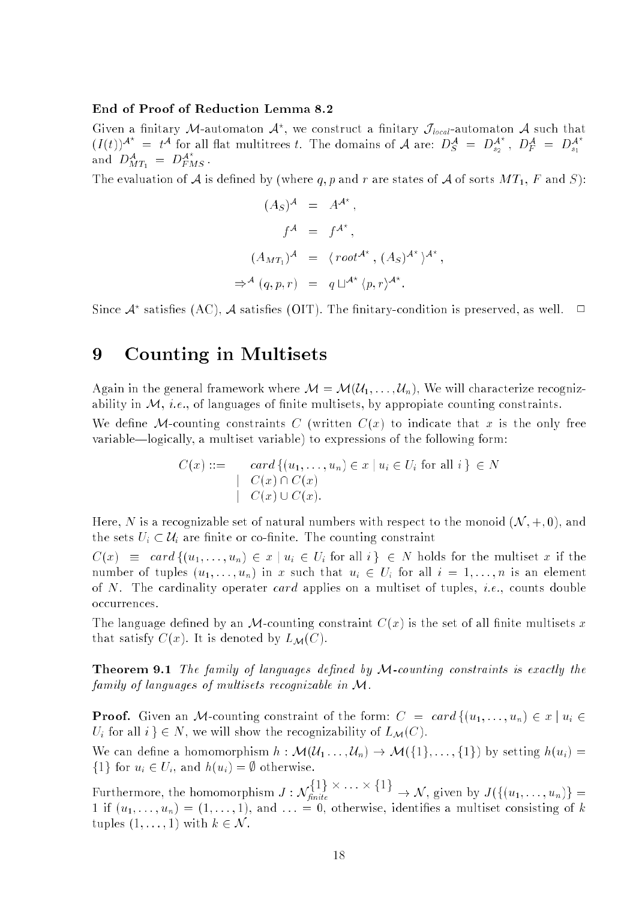**End of Proof of Reduction Lemma 8.2**

Given a finitary $\mathcal{M}$-automaton $\mathcal{A}^*$, we construct a finitary $\mathcal{J}_{local}$-automaton $\mathcal{A}$ such that $(I(t))^{\mathcal{A}^*} = t^{\mathcal{A}}$ for all flat multitrees $t$. The domains of $\mathcal{A}$ are: $D_S^{\mathcal{A}} = D_{s_2}^{\mathcal{A}^*}$, $D_F^{\mathcal{A}} = D_{s_1}^{\mathcal{A}^*}$ and $D_{MT_1}^{\mathcal{A}} = D_{FMS}^{\mathcal{A}^*}$.

The evaluation of $\mathcal{A}$ is defined by (where $q, p$ and $r$ are states of $\mathcal{A}$ of sorts $MT_1$, $F$ and $S$):

$$
\begin{aligned}
(A_S)^{\mathcal{A}} &= A^{\mathcal{A}^*}, \\
f^{\mathcal{A}} &= f^{\mathcal{A}^*}, \\
(A_{MT_1})^{\mathcal{A}} &= \langle\, root^{\mathcal{A}^*}, (A_S)^{\mathcal{A}^*} \rangle^{\mathcal{A}^*}, \\
\Rightarrow^{\mathcal{A}} (q, p, r) &= q \sqcup^{\mathcal{A}^*} \langle p, r \rangle^{\mathcal{A}^*}.
\end{aligned}
$$

Since $\mathcal{A}^*$ satisfies (AC), $\mathcal{A}$ satisfies (OIT). The finitary-condition is preserved, as well. $\square$

# 9 Counting in Multisets

Again in the general framework where $\mathcal{M} = \mathcal{M}(\mathcal{U}_1, \ldots, \mathcal{U}_n)$, We will characterize recognizability in $\mathcal{M}$, *i.e.*, of languages of finite multisets, by appropiate counting constraints.

We define $\mathcal{M}$-counting constraints $C$ (written $C(x)$ to indicate that $x$ is the only free variable—logically, a multiset variable) to expressions of the following form:

$$
\begin{aligned}
C(x) ::= \quad & card\,\{(u_1, \ldots, u_n) \in x \mid u_i \in U_i \text{ for all } i\,\} \in N \\
\mid\ & C(x) \cap C(x) \\
\mid\ & C(x) \cup C(x).
\end{aligned}
$$

Here, $N$ is a recognizable set of natural numbers with respect to the monoid $(\mathcal{N}, +, 0)$, and the sets $U_i \subset \mathcal{U}_i$ are finite or co-finite. The counting constraint

$C(x) \;\equiv\; card\,\{(u_1, \ldots, u_n) \in x \mid u_i \in U_i \text{ for all } i\,\} \in N$ holds for the multiset $x$ if the number of tuples $(u_1, \ldots, u_n)$ in $x$ such that $u_i \in U_i$ for all $i = 1, \ldots, n$ is an element of $N$. The cardinality operater $card$ applies on a multiset of tuples, *i.e.*, counts double occurrences.

The language defined by an $\mathcal{M}$-counting constraint $C(x)$ is the set of all finite multisets $x$ that satisfy $C(x)$. It is denoted by $L_{\mathcal{M}}(C)$.

**Theorem 9.1** *The family of languages defined by $\mathcal{M}$-counting constraints is exactly the family of languages of multisets recognizable in $\mathcal{M}$.*

**Proof.** Given an $\mathcal{M}$-counting constraint of the form: $C = card\,\{(u_1, \ldots, u_n) \in x \mid u_i \in U_i \text{ for all } i\,\} \in N$, we will show the recognizability of $L_{\mathcal{M}}(C)$.

We can define a homomorphism $h : \mathcal{M}(\mathcal{U}_1 \ldots, \mathcal{U}_n) \to \mathcal{M}(\{1\}, \ldots, \{1\})$ by setting $h(u_i) = \{1\}$ for $u_i \in U_i$, and $h(u_i) = \emptyset$ otherwise.

Furthermore, the homomorphism $J : \mathcal{N}_{finite}^{\{1\} \times \ldots \times \{1\}} \to \mathcal{N}$, given by $J(\{(u_1, \ldots, u_n)\} = 1$ if $(u_1, \ldots, u_n) = (1, \ldots, 1)$, and $\ldots = 0$, otherwise, identifies a multiset consisting of $k$ tuples $(1, \ldots, 1)$ with $k \in \mathcal{N}$.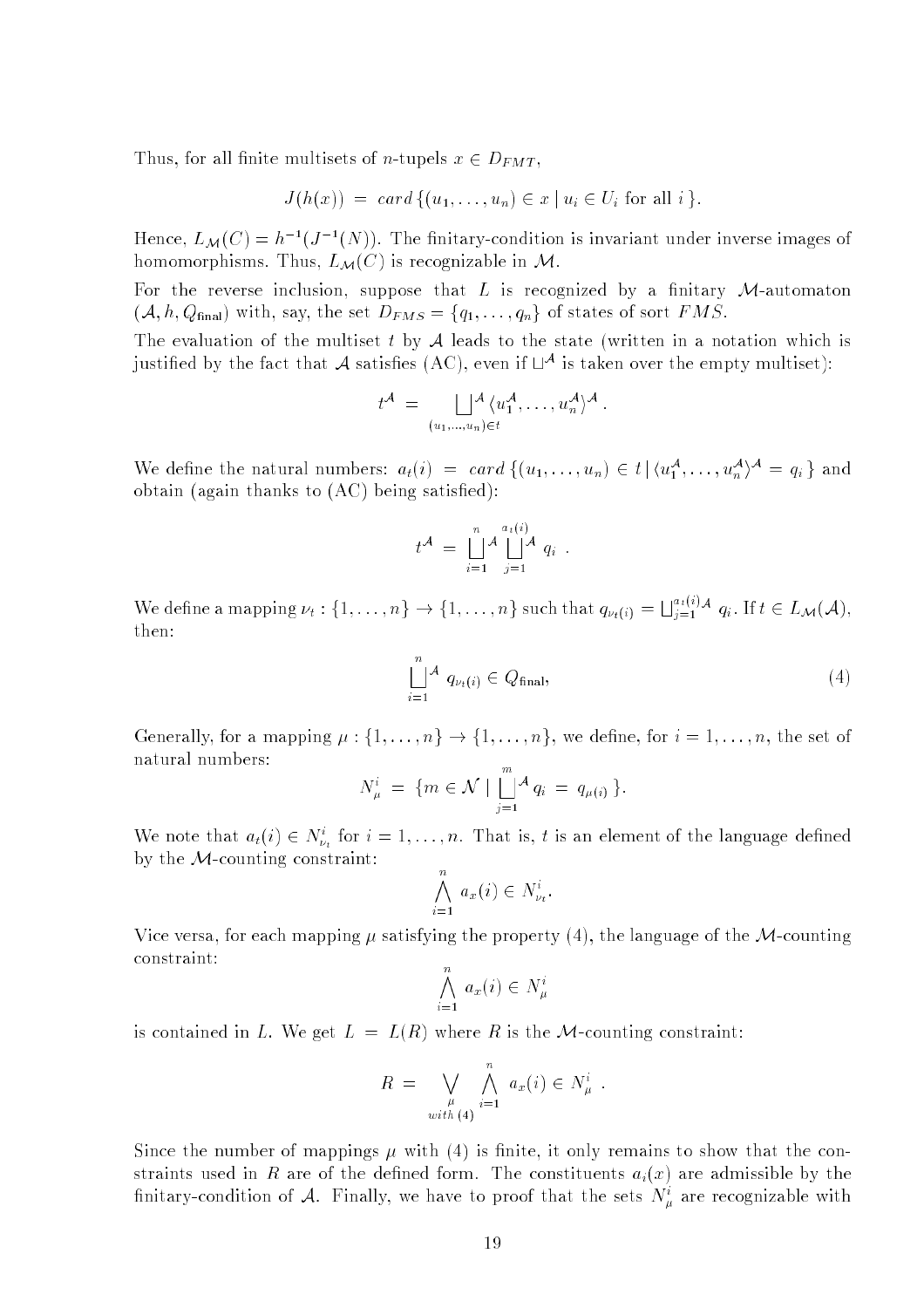Thus, for all finite multisets of $n$-tupels $x \in D_{FMT}$,

$$J(h(x)) \;=\; card\,\{(u_1,\ldots,u_n) \in x \mid u_i \in U_i \text{ for all } i\,\}.$$

Hence, $L_{\mathcal{M}}(C) = h^{-1}(J^{-1}(N))$. The finitary-condition is invariant under inverse images of homomorphisms. Thus, $L_{\mathcal{M}}(C)$ is recognizable in $\mathcal{M}$.

For the reverse inclusion, suppose that $L$ is recognized by a finitary $\mathcal{M}$-automaton $(\mathcal{A}, h, Q_{\mathsf{final}})$ with, say, the set $D_{FMS} = \{q_1, \ldots, q_n\}$ of states of sort $FMS$.

The evaluation of the multiset $t$ by $\mathcal{A}$ leads to the state (written in a notation which is justified by the fact that $\mathcal{A}$ satisfies (AC), even if $\sqcup^{\mathcal{A}}$ is taken over the empty multiset):

$$t^{\mathcal{A}} \;=\; \bigsqcup_{(u_1,\ldots,u_n)\in t}^{\mathcal{A}} \langle u_1^{\mathcal{A}}, \ldots, u_n^{\mathcal{A}}\rangle^{\mathcal{A}}\,.$$

We define the natural numbers: $a_t(i) \;=\; card\,\{(u_1,\ldots,u_n) \in t \mid \langle u_1^{\mathcal{A}}, \ldots, u_n^{\mathcal{A}}\rangle^{\mathcal{A}} = q_i\,\}$ and obtain (again thanks to (AC) being satisfied):

$$t^{\mathcal{A}} \;=\; \bigsqcup_{i=1}^{n}{}^{\mathcal{A}} \bigsqcup_{j=1}^{a_t(i)}{}^{\mathcal{A}} q_i\ .$$

We define a mapping $\nu_t : \{1,\ldots,n\} \to \{1,\ldots,n\}$ such that $q_{\nu_t(i)} = \bigsqcup_{j=1}^{a_t(i)\mathcal{A}} q_i$. If $t \in L_{\mathcal{M}}(\mathcal{A})$, then:

$$\bigsqcup_{i=1}^{n}{}^{\mathcal{A}}\, q_{\nu_t(i)} \in Q_{\mathsf{final}}, \tag{4}$$

Generally, for a mapping $\mu : \{1,\ldots,n\} \to \{1,\ldots,n\}$, we define, for $i = 1,\ldots,n$, the set of natural numbers:

$$N_\mu^i \;=\; \{m \in \mathcal{N} \mid \bigsqcup_{j=1}^{m}{}^{\mathcal{A}}\, q_i \;=\; q_{\mu(i)}\,\}.$$

We note that $a_t(i) \in N_{\nu_t}^i$ for $i = 1,\ldots,n$. That is, $t$ is an element of the language defined by the $\mathcal{M}$-counting constraint:

$$\bigwedge_{i=1}^{n} a_x(i) \in N_{\nu_t}^i.$$

Vice versa, for each mapping $\mu$ satisfying the property (4), the language of the $\mathcal{M}$-counting constraint:

$$\bigwedge_{i=1}^{n} a_x(i) \in N_\mu^i$$

is contained in $L$. We get $L \;=\; L(R)$ where $R$ is the $\mathcal{M}$-counting constraint:

$$R \;=\; \bigvee_{\substack{\mu \\ with\ (4)}} \bigwedge_{i=1}^{n} a_x(i) \in N_\mu^i\ .$$

Since the number of mappings $\mu$ with (4) is finite, it only remains to show that the constraints used in $R$ are of the defined form. The constituents $a_i(x)$ are admissible by the finitary-condition of $\mathcal{A}$. Finally, we have to proof that the sets $N_\mu^i$ are recognizable with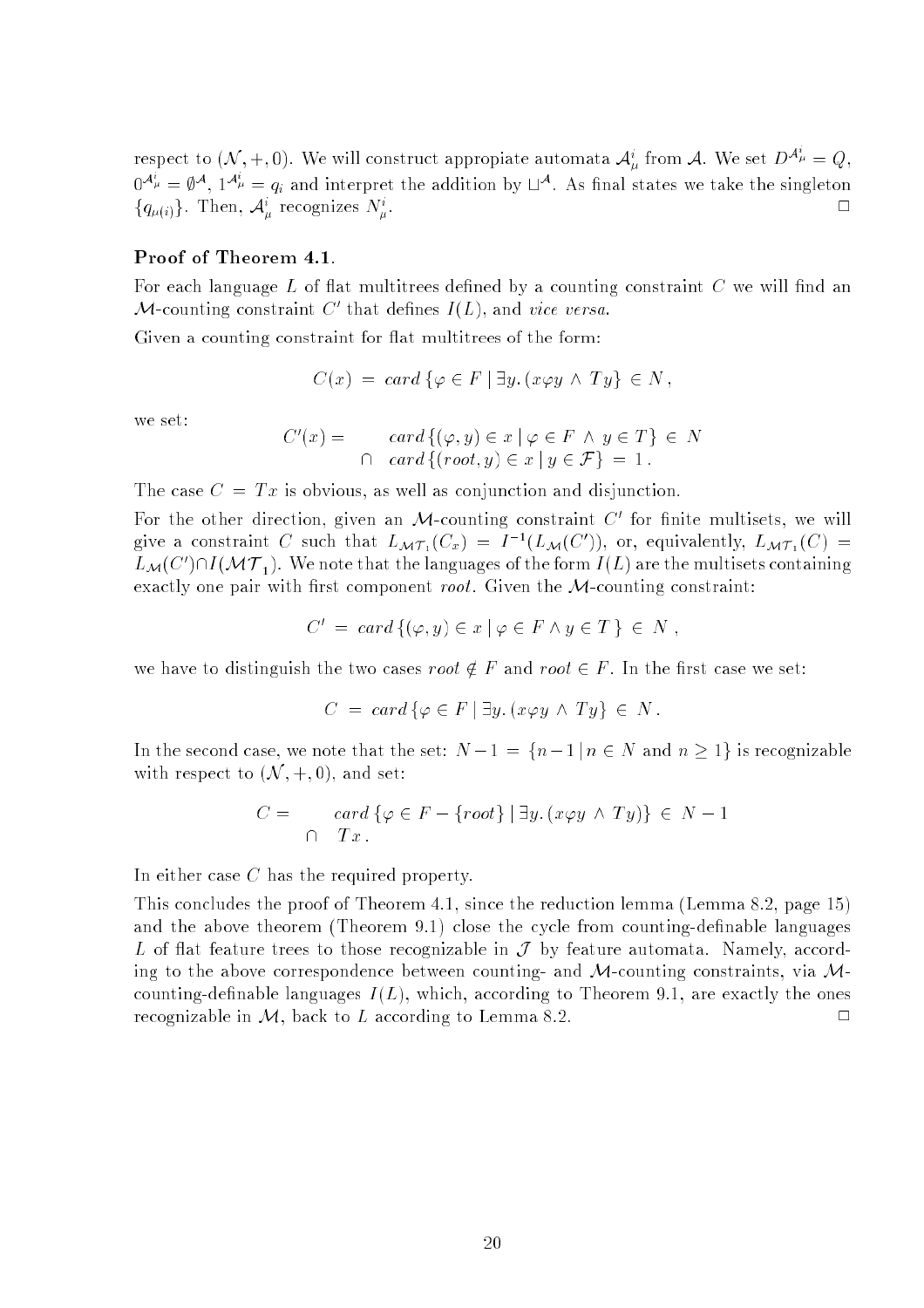respect to $(\mathcal{N}, +, 0)$. We will construct appropiate automata $\mathcal{A}^i_\mu$ from $\mathcal{A}$. We set $D^{\mathcal{A}^i_\mu} = Q$, $0^{\mathcal{A}^i_\mu} = \emptyset^{\mathcal{A}}$, $1^{\mathcal{A}^i_\mu} = q_i$ and interpret the addition by $\sqcup^{\mathcal{A}}$. As final states we take the singleton $\{q_{\mu(i)}\}$. Then, $\mathcal{A}^i_\mu$ recognizes $N^i_\mu$. □

**Proof of Theorem 4.1.**

For each language $L$ of flat multitrees defined by a counting constraint $C$ we will find an $\mathcal{M}$-counting constraint $C'$ that defines $I(L)$, and *vice versa.*

Given a counting constraint for flat multitrees of the form:

$$C(x) \;=\; card\,\{\varphi \in F \mid \exists y.\,(x\varphi y \,\wedge\, Ty\} \,\in\, N\,,$$

we set:

$$\begin{array}{rl} C'(x) = & card\,\{(\varphi, y) \in x \mid \varphi \in F \,\wedge\, y \in T\} \,\in\, N \\ \cap & card\,\{(root, y) \in x \mid y \in \mathcal{F}\} \,=\, 1\,. \end{array}$$

The case $C = Tx$ is obvious, as well as conjunction and disjunction.

For the other direction, given an $\mathcal{M}$-counting constraint $C'$ for finite multisets, we will give a constraint $C$ such that $L_{\mathcal{MT}_1}(C_x) = I^{-1}(L_{\mathcal{M}}(C'))$, or, equivalently, $L_{\mathcal{MT}_1}(C) = L_{\mathcal{M}}(C') \cap I(\mathcal{MT}_1)$. We note that the languages of the form $I(L)$ are the multisets containing exactly one pair with first component *root*. Given the $\mathcal{M}$-counting constraint:

$$C' \;=\; card\,\{(\varphi, y) \in x \mid \varphi \in F \wedge y \in T\,\} \,\in\, N\,,$$

we have to distinguish the two cases $root \notin F$ and $root \in F$. In the first case we set:

$$C \;=\; card\,\{\varphi \in F \mid \exists y.\,(x\varphi y \,\wedge\, Ty\} \,\in\, N\,.$$

In the second case, we note that the set: $N - 1 = \{n - 1 \mid n \in N \text{ and } n \geq 1\}$ is recognizable with respect to $(\mathcal{N}, +, 0)$, and set:

$$\begin{array}{rl} C = & card\,\{\varphi \in F - \{root\} \mid \exists y.\,(x\varphi y \,\wedge\, Ty)\} \,\in\, N - 1 \\ \cap & Tx\,. \end{array}$$

In either case $C$ has the required property.

This concludes the proof of Theorem 4.1, since the reduction lemma (Lemma 8.2, page 15) and the above theorem (Theorem 9.1) close the cycle from counting-definable languages $L$ of flat feature trees to those recognizable in $\mathcal{J}$ by feature automata. Namely, according to the above correspondence between counting- and $\mathcal{M}$-counting constraints, via $\mathcal{M}$-counting-definable languages $I(L)$, which, according to Theorem 9.1, are exactly the ones recognizable in $\mathcal{M}$, back to $L$ according to Lemma 8.2. □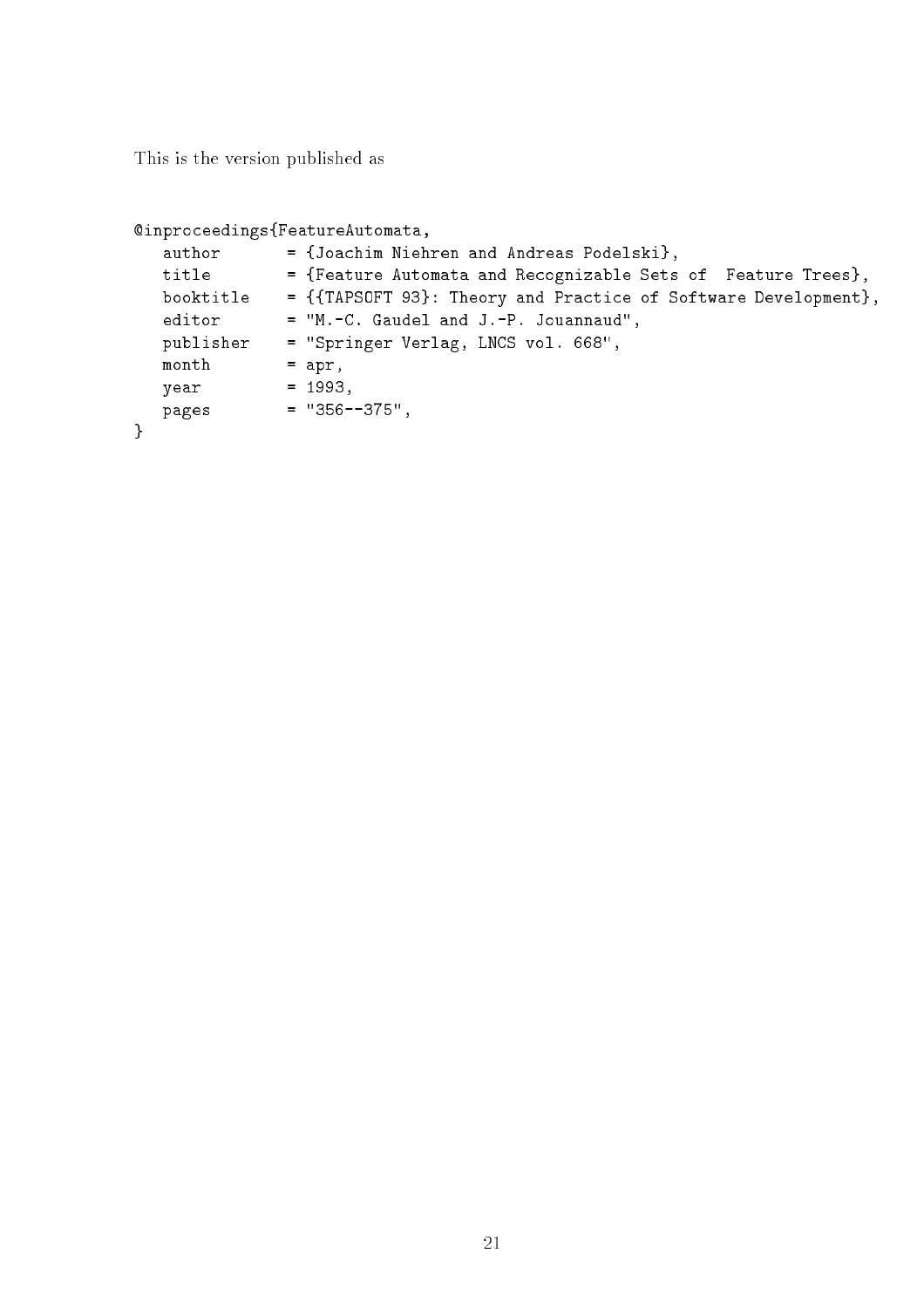This is the version published as

```
@inproceedings{FeatureAutomata,
   author       = {Joachim Niehren and Andreas Podelski},
   title        = {Feature Automata and Recognizable Sets of  Feature Trees},
   booktitle    = {{TAPSOFT 93}: Theory and Practice of Software Development},
   editor       = "M.-C. Gaudel and J.-P. Jouannaud",
   publisher    = "Springer Verlag, LNCS vol. 668",
   month        = apr,
   year         = 1993,
   pages        = "356--375",
}
```